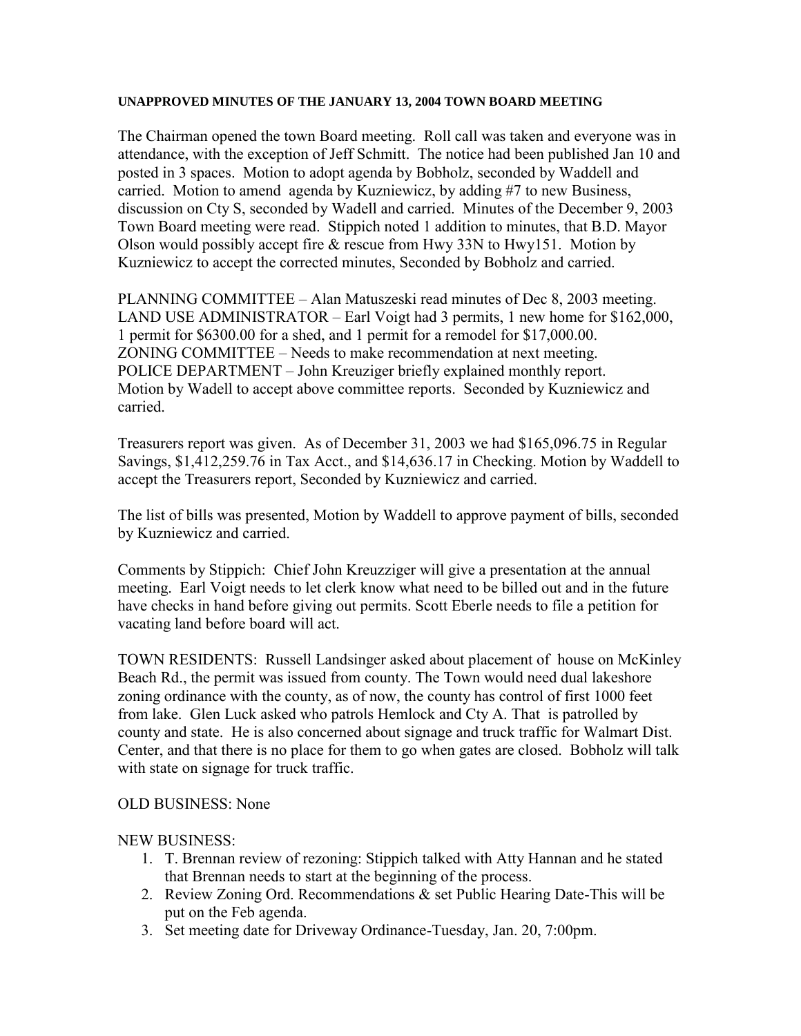**UNAPPROVED MINUTES OF THE JANUARY 13, 2004 TOWN BOARD MEETING**

The Chairman opened the town Board meeting. Roll call was taken and everyone was in attendance, with the exception of Jeff Schmitt. The notice had been published Jan 10 and posted in 3 spaces. Motion to adopt agenda by Bobholz, seconded by Waddell and carried. Motion to amend agenda by Kuzniewicz, by adding #7 to new Business, discussion on Cty S, seconded by Wadell and carried. Minutes of the December 9, 2003 Town Board meeting were read. Stippich noted 1 addition to minutes, that B.D. Mayor Olson would possibly accept fire & rescue from Hwy 33N to Hwy151. Motion by Kuzniewicz to accept the corrected minutes, Seconded by Bobholz and carried.

PLANNING COMMITTEE – Alan Matuszeski read minutes of Dec 8, 2003 meeting.
LAND USE ADMINISTRATOR – Earl Voigt had 3 permits, 1 new home for $162,000, 1 permit for $6300.00 for a shed, and 1 permit for a remodel for $17,000.00.
ZONING COMMITTEE – Needs to make recommendation at next meeting.
POLICE DEPARTMENT – John Kreuziger briefly explained monthly report.
Motion by Wadell to accept above committee reports. Seconded by Kuzniewicz and carried.

Treasurers report was given. As of December 31, 2003 we had $165,096.75 in Regular Savings, $1,412,259.76 in Tax Acct., and $14,636.17 in Checking. Motion by Waddell to accept the Treasurers report, Seconded by Kuzniewicz and carried.

The list of bills was presented, Motion by Waddell to approve payment of bills, seconded by Kuzniewicz and carried.

Comments by Stippich: Chief John Kreuzziger will give a presentation at the annual meeting. Earl Voigt needs to let clerk know what need to be billed out and in the future have checks in hand before giving out permits. Scott Eberle needs to file a petition for vacating land before board will act.

TOWN RESIDENTS: Russell Landsinger asked about placement of house on McKinley Beach Rd., the permit was issued from county. The Town would need dual lakeshore zoning ordinance with the county, as of now, the county has control of first 1000 feet from lake. Glen Luck asked who patrols Hemlock and Cty A. That is patrolled by county and state. He is also concerned about signage and truck traffic for Walmart Dist. Center, and that there is no place for them to go when gates are closed. Bobholz will talk with state on signage for truck traffic.

OLD BUSINESS: None

NEW BUSINESS:

1. T. Brennan review of rezoning: Stippich talked with Atty Hannan and he stated that Brennan needs to start at the beginning of the process.
2. Review Zoning Ord. Recommendations & set Public Hearing Date-This will be put on the Feb agenda.
3. Set meeting date for Driveway Ordinance-Tuesday, Jan. 20, 7:00pm.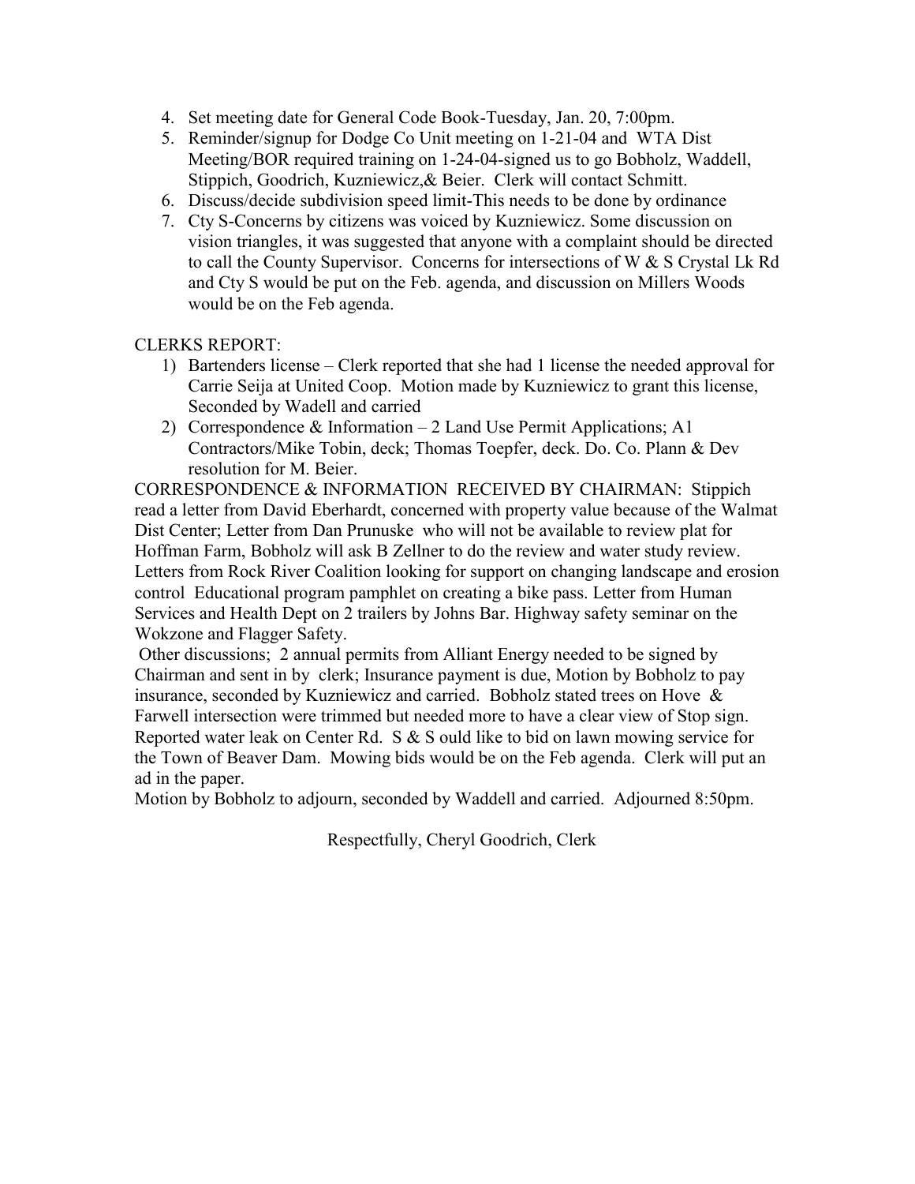4. Set meeting date for General Code Book-Tuesday, Jan. 20, 7:00pm.
5. Reminder/signup for Dodge Co Unit meeting on 1-21-04 and WTA Dist Meeting/BOR required training on 1-24-04-signed us to go Bobholz, Waddell, Stippich, Goodrich, Kuzniewicz,& Beier. Clerk will contact Schmitt.
6. Discuss/decide subdivision speed limit-This needs to be done by ordinance
7. Cty S-Concerns by citizens was voiced by Kuzniewicz. Some discussion on vision triangles, it was suggested that anyone with a complaint should be directed to call the County Supervisor. Concerns for intersections of W & S Crystal Lk Rd and Cty S would be put on the Feb. agenda, and discussion on Millers Woods would be on the Feb agenda.

CLERKS REPORT:

1) Bartenders license – Clerk reported that she had 1 license the needed approval for Carrie Seija at United Coop. Motion made by Kuzniewicz to grant this license, Seconded by Wadell and carried
2) Correspondence & Information – 2 Land Use Permit Applications; A1 Contractors/Mike Tobin, deck; Thomas Toepfer, deck. Do. Co. Plann & Dev resolution for M. Beier.

CORRESPONDENCE & INFORMATION RECEIVED BY CHAIRMAN: Stippich read a letter from David Eberhardt, concerned with property value because of the Walmat Dist Center; Letter from Dan Prunuske who will not be available to review plat for Hoffman Farm, Bobholz will ask B Zellner to do the review and water study review. Letters from Rock River Coalition looking for support on changing landscape and erosion control Educational program pamphlet on creating a bike pass. Letter from Human Services and Health Dept on 2 trailers by Johns Bar. Highway safety seminar on the Wokzone and Flagger Safety.

Other discussions; 2 annual permits from Alliant Energy needed to be signed by Chairman and sent in by clerk; Insurance payment is due, Motion by Bobholz to pay insurance, seconded by Kuzniewicz and carried. Bobholz stated trees on Hove & Farwell intersection were trimmed but needed more to have a clear view of Stop sign. Reported water leak on Center Rd. S & S ould like to bid on lawn mowing service for the Town of Beaver Dam. Mowing bids would be on the Feb agenda. Clerk will put an ad in the paper.

Motion by Bobholz to adjourn, seconded by Waddell and carried. Adjourned 8:50pm.

Respectfully, Cheryl Goodrich, Clerk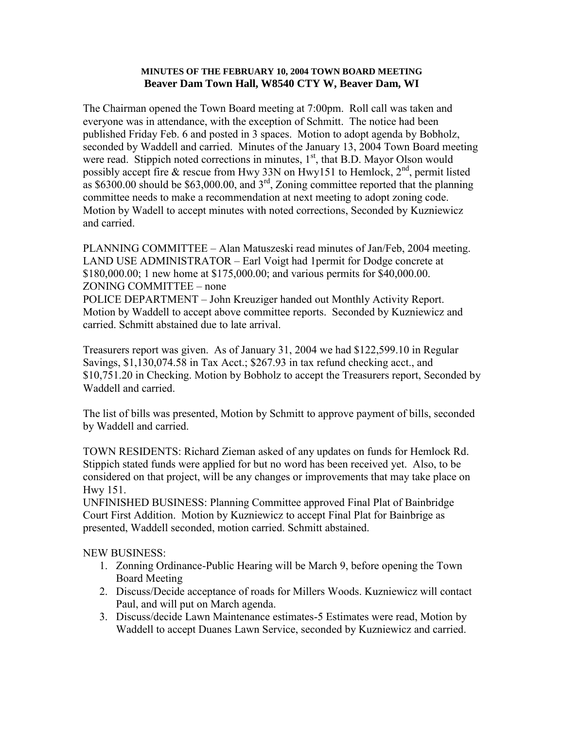**MINUTES OF THE FEBRUARY 10, 2004 TOWN BOARD MEETING**
**Beaver Dam Town Hall, W8540 CTY W, Beaver Dam, WI**

The Chairman opened the Town Board meeting at 7:00pm. Roll call was taken and everyone was in attendance, with the exception of Schmitt. The notice had been published Friday Feb. 6 and posted in 3 spaces. Motion to adopt agenda by Bobholz, seconded by Waddell and carried. Minutes of the January 13, 2004 Town Board meeting were read. Stippich noted corrections in minutes, 1st, that B.D. Mayor Olson would possibly accept fire & rescue from Hwy 33N on Hwy151 to Hemlock, 2nd, permit listed as $6300.00 should be $63,000.00, and 3rd, Zoning committee reported that the planning committee needs to make a recommendation at next meeting to adopt zoning code. Motion by Wadell to accept minutes with noted corrections, Seconded by Kuzniewicz and carried.

PLANNING COMMITTEE – Alan Matuszeski read minutes of Jan/Feb, 2004 meeting.
LAND USE ADMINISTRATOR – Earl Voigt had 1permit for Dodge concrete at $180,000.00; 1 new home at $175,000.00; and various permits for $40,000.00.
ZONING COMMITTEE – none
POLICE DEPARTMENT – John Kreuziger handed out Monthly Activity Report.
Motion by Waddell to accept above committee reports. Seconded by Kuzniewicz and carried. Schmitt abstained due to late arrival.

Treasurers report was given. As of January 31, 2004 we had $122,599.10 in Regular Savings, $1,130,074.58 in Tax Acct.; $267.93 in tax refund checking acct., and $10,751.20 in Checking. Motion by Bobholz to accept the Treasurers report, Seconded by Waddell and carried.

The list of bills was presented, Motion by Schmitt to approve payment of bills, seconded by Waddell and carried.

TOWN RESIDENTS: Richard Zieman asked of any updates on funds for Hemlock Rd. Stippich stated funds were applied for but no word has been received yet. Also, to be considered on that project, will be any changes or improvements that may take place on Hwy 151.
UNFINISHED BUSINESS: Planning Committee approved Final Plat of Bainbridge Court First Addition. Motion by Kuzniewicz to accept Final Plat for Bainbrige as presented, Waddell seconded, motion carried. Schmitt abstained.

NEW BUSINESS:

1. Zonning Ordinance-Public Hearing will be March 9, before opening the Town Board Meeting
2. Discuss/Decide acceptance of roads for Millers Woods. Kuzniewicz will contact Paul, and will put on March agenda.
3. Discuss/decide Lawn Maintenance estimates-5 Estimates were read, Motion by Waddell to accept Duanes Lawn Service, seconded by Kuzniewicz and carried.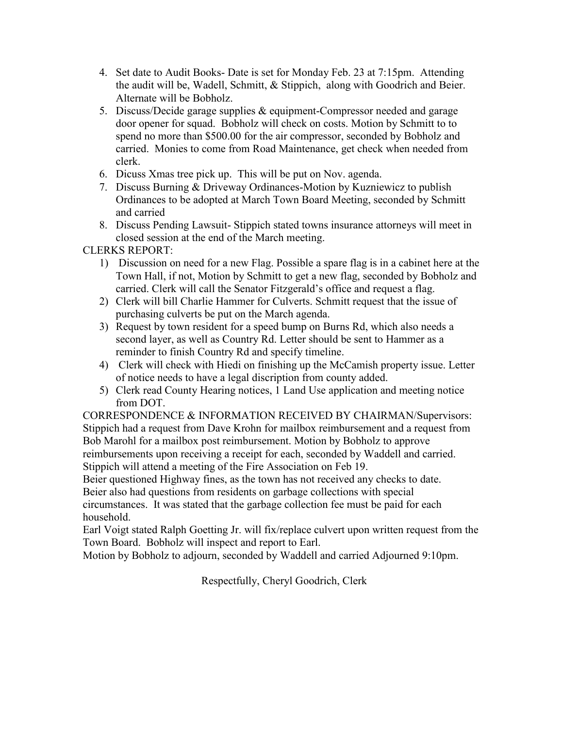4. Set date to Audit Books- Date is set for Monday Feb. 23 at 7:15pm. Attending the audit will be, Wadell, Schmitt, & Stippich, along with Goodrich and Beier. Alternate will be Bobholz.
5. Discuss/Decide garage supplies & equipment-Compressor needed and garage door opener for squad. Bobholz will check on costs. Motion by Schmitt to to spend no more than $500.00 for the air compressor, seconded by Bobholz and carried. Monies to come from Road Maintenance, get check when needed from clerk.
6. Dicuss Xmas tree pick up. This will be put on Nov. agenda.
7. Discuss Burning & Driveway Ordinances-Motion by Kuzniewicz to publish Ordinances to be adopted at March Town Board Meeting, seconded by Schmitt and carried
8. Discuss Pending Lawsuit- Stippich stated towns insurance attorneys will meet in closed session at the end of the March meeting.

CLERKS REPORT:

1) Discussion on need for a new Flag. Possible a spare flag is in a cabinet here at the Town Hall, if not, Motion by Schmitt to get a new flag, seconded by Bobholz and carried. Clerk will call the Senator Fitzgerald's office and request a flag.
2) Clerk will bill Charlie Hammer for Culverts. Schmitt request that the issue of purchasing culverts be put on the March agenda.
3) Request by town resident for a speed bump on Burns Rd, which also needs a second layer, as well as Country Rd. Letter should be sent to Hammer as a reminder to finish Country Rd and specify timeline.
4) Clerk will check with Hiedi on finishing up the McCamish property issue. Letter of notice needs to have a legal discription from county added.
5) Clerk read County Hearing notices, 1 Land Use application and meeting notice from DOT.

CORRESPONDENCE & INFORMATION RECEIVED BY CHAIRMAN/Supervisors:
Stippich had a request from Dave Krohn for mailbox reimbursement and a request from Bob Marohl for a mailbox post reimbursement. Motion by Bobholz to approve reimbursements upon receiving a receipt for each, seconded by Waddell and carried.
Stippich will attend a meeting of the Fire Association on Feb 19.
Beier questioned Highway fines, as the town has not received any checks to date.
Beier also had questions from residents on garbage collections with special circumstances. It was stated that the garbage collection fee must be paid for each household.
Earl Voigt stated Ralph Goetting Jr. will fix/replace culvert upon written request from the Town Board. Bobholz will inspect and report to Earl.
Motion by Bobholz to adjourn, seconded by Waddell and carried Adjourned 9:10pm.

Respectfully, Cheryl Goodrich, Clerk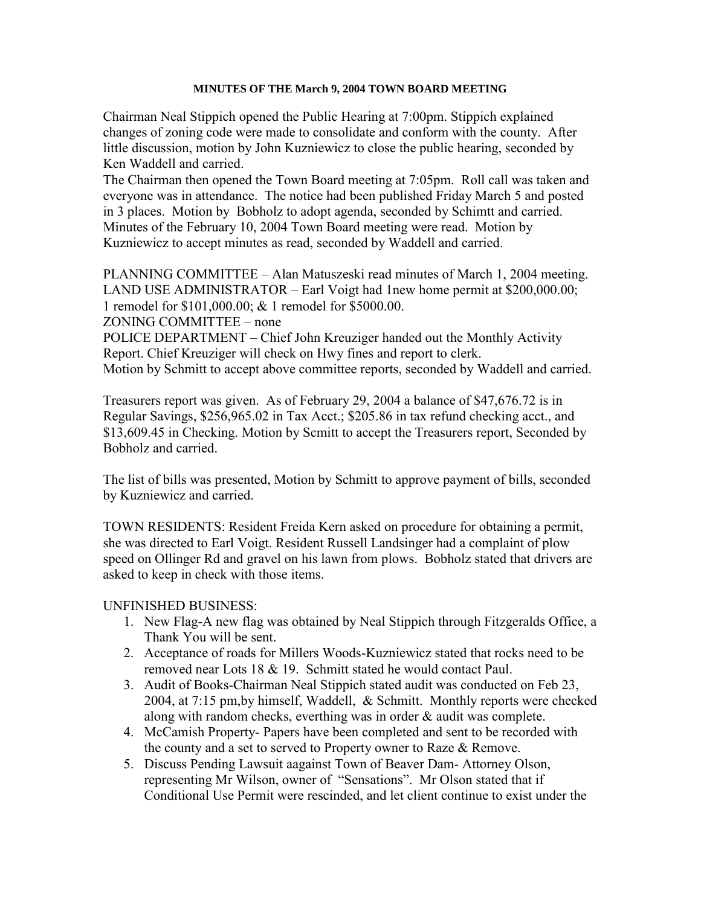**MINUTES OF THE March 9, 2004 TOWN BOARD MEETING**

Chairman Neal Stippich opened the Public Hearing at 7:00pm. Stippich explained changes of zoning code were made to consolidate and conform with the county. After little discussion, motion by John Kuzniewicz to close the public hearing, seconded by Ken Waddell and carried.

The Chairman then opened the Town Board meeting at 7:05pm. Roll call was taken and everyone was in attendance. The notice had been published Friday March 5 and posted in 3 places. Motion by Bobholz to adopt agenda, seconded by Schimtt and carried. Minutes of the February 10, 2004 Town Board meeting were read. Motion by Kuzniewicz to accept minutes as read, seconded by Waddell and carried.

PLANNING COMMITTEE – Alan Matuszeski read minutes of March 1, 2004 meeting.
LAND USE ADMINISTRATOR – Earl Voigt had 1new home permit at $200,000.00; 1 remodel for $101,000.00; & 1 remodel for $5000.00.
ZONING COMMITTEE – none
POLICE DEPARTMENT – Chief John Kreuziger handed out the Monthly Activity Report. Chief Kreuziger will check on Hwy fines and report to clerk.
Motion by Schmitt to accept above committee reports, seconded by Waddell and carried.

Treasurers report was given. As of February 29, 2004 a balance of $47,676.72 is in Regular Savings, $256,965.02 in Tax Acct.; $205.86 in tax refund checking acct., and $13,609.45 in Checking. Motion by Scmitt to accept the Treasurers report, Seconded by Bobholz and carried.

The list of bills was presented, Motion by Schmitt to approve payment of bills, seconded by Kuzniewicz and carried.

TOWN RESIDENTS: Resident Freida Kern asked on procedure for obtaining a permit, she was directed to Earl Voigt. Resident Russell Landsinger had a complaint of plow speed on Ollinger Rd and gravel on his lawn from plows. Bobholz stated that drivers are asked to keep in check with those items.

UNFINISHED BUSINESS:

1. New Flag-A new flag was obtained by Neal Stippich through Fitzgeralds Office, a Thank You will be sent.
2. Acceptance of roads for Millers Woods-Kuzniewicz stated that rocks need to be removed near Lots 18 & 19. Schmitt stated he would contact Paul.
3. Audit of Books-Chairman Neal Stippich stated audit was conducted on Feb 23, 2004, at 7:15 pm,by himself, Waddell, & Schmitt. Monthly reports were checked along with random checks, everthing was in order & audit was complete.
4. McCamish Property- Papers have been completed and sent to be recorded with the county and a set to served to Property owner to Raze & Remove.
5. Discuss Pending Lawsuit aagainst Town of Beaver Dam- Attorney Olson, representing Mr Wilson, owner of "Sensations". Mr Olson stated that if Conditional Use Permit were rescinded, and let client continue to exist under the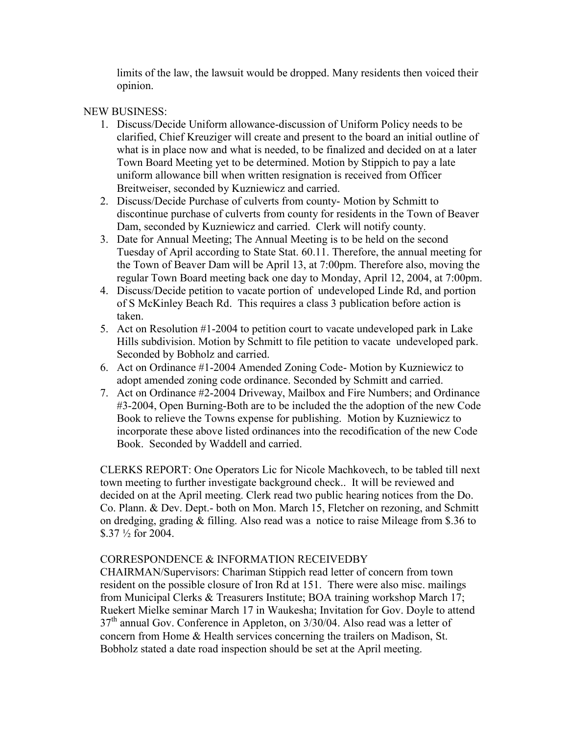limits of the law, the lawsuit would be dropped. Many residents then voiced their opinion.

NEW BUSINESS:

1. Discuss/Decide Uniform allowance-discussion of Uniform Policy needs to be clarified, Chief Kreuziger will create and present to the board an initial outline of what is in place now and what is needed, to be finalized and decided on at a later Town Board Meeting yet to be determined. Motion by Stippich to pay a late uniform allowance bill when written resignation is received from Officer Breitweiser, seconded by Kuzniewicz and carried.
2. Discuss/Decide Purchase of culverts from county- Motion by Schmitt to discontinue purchase of culverts from county for residents in the Town of Beaver Dam, seconded by Kuzniewicz and carried. Clerk will notify county.
3. Date for Annual Meeting; The Annual Meeting is to be held on the second Tuesday of April according to State Stat. 60.11. Therefore, the annual meeting for the Town of Beaver Dam will be April 13, at 7:00pm. Therefore also, moving the regular Town Board meeting back one day to Monday, April 12, 2004, at 7:00pm.
4. Discuss/Decide petition to vacate portion of undeveloped Linde Rd, and portion of S McKinley Beach Rd. This requires a class 3 publication before action is taken.
5. Act on Resolution #1-2004 to petition court to vacate undeveloped park in Lake Hills subdivision. Motion by Schmitt to file petition to vacate undeveloped park. Seconded by Bobholz and carried.
6. Act on Ordinance #1-2004 Amended Zoning Code- Motion by Kuzniewicz to adopt amended zoning code ordinance. Seconded by Schmitt and carried.
7. Act on Ordinance #2-2004 Driveway, Mailbox and Fire Numbers; and Ordinance #3-2004, Open Burning-Both are to be included the the adoption of the new Code Book to relieve the Towns expense for publishing. Motion by Kuzniewicz to incorporate these above listed ordinances into the recodification of the new Code Book. Seconded by Waddell and carried.

CLERKS REPORT: One Operators Lic for Nicole Machkovech, to be tabled till next town meeting to further investigate background check.. It will be reviewed and decided on at the April meeting. Clerk read two public hearing notices from the Do. Co. Plann. & Dev. Dept.- both on Mon. March 15, Fletcher on rezoning, and Schmitt on dredging, grading & filling. Also read was a notice to raise Mileage from $.36 to $.37 ½ for 2004.

CORRESPONDENCE & INFORMATION RECEIVEDBY CHAIRMAN/Supervisors: Chariman Stippich read letter of concern from town resident on the possible closure of Iron Rd at 151. There were also misc. mailings from Municipal Clerks & Treasurers Institute; BOA training workshop March 17; Ruekert Mielke seminar March 17 in Waukesha; Invitation for Gov. Doyle to attend 37th annual Gov. Conference in Appleton, on 3/30/04. Also read was a letter of concern from Home & Health services concerning the trailers on Madison, St. Bobholz stated a date road inspection should be set at the April meeting.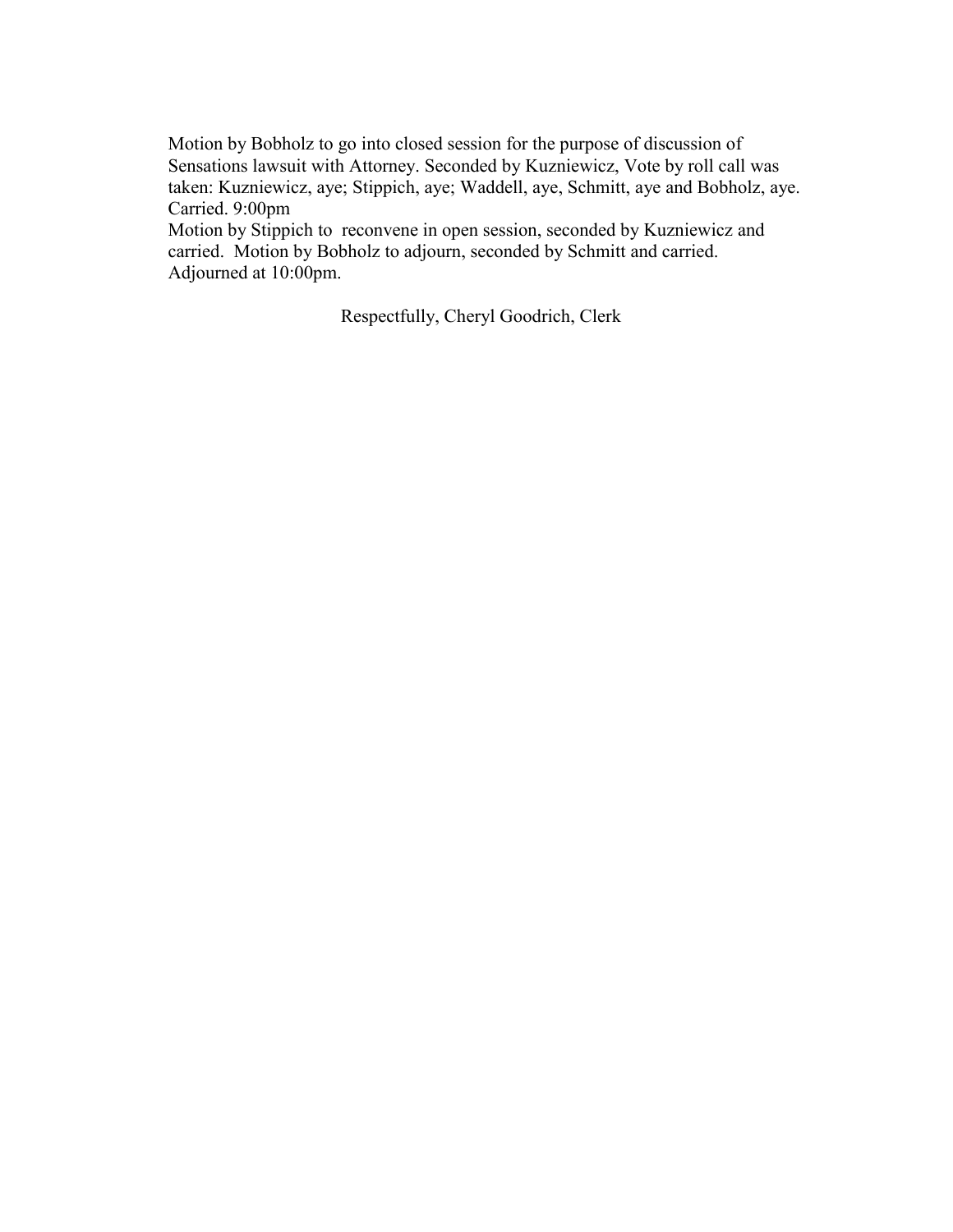Motion by Bobholz to go into closed session for the purpose of discussion of Sensations lawsuit with Attorney. Seconded by Kuzniewicz, Vote by roll call was taken: Kuzniewicz, aye; Stippich, aye; Waddell, aye, Schmitt, aye and Bobholz, aye. Carried. 9:00pm

Motion by Stippich to reconvene in open session, seconded by Kuzniewicz and carried. Motion by Bobholz to adjourn, seconded by Schmitt and carried. Adjourned at 10:00pm.

Respectfully, Cheryl Goodrich, Clerk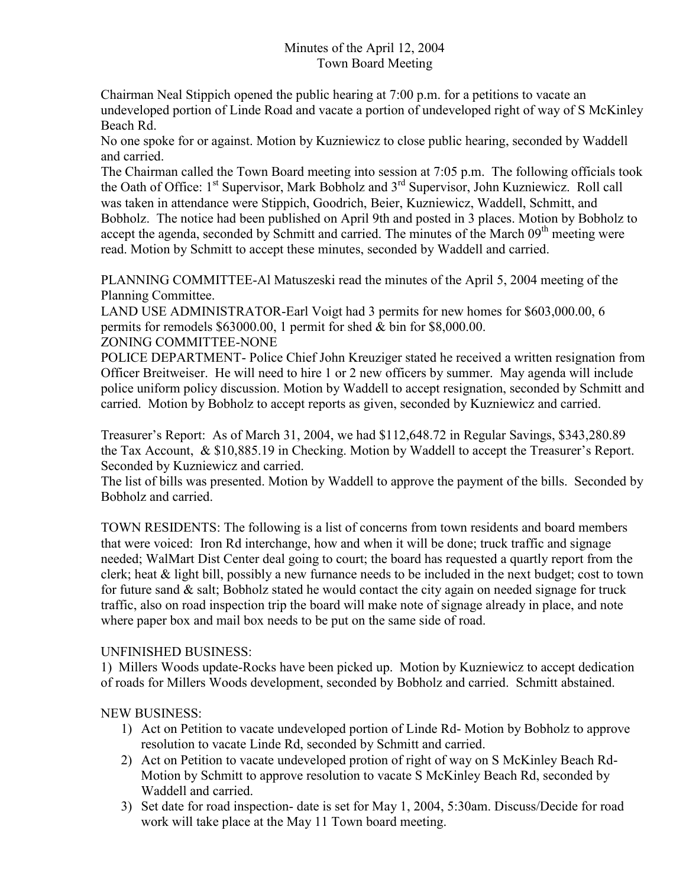Minutes of the April 12, 2004
Town Board Meeting

Chairman Neal Stippich opened the public hearing at 7:00 p.m. for a petitions to vacate an undeveloped portion of Linde Road and vacate a portion of undeveloped right of way of S McKinley Beach Rd.

No one spoke for or against. Motion by Kuzniewicz to close public hearing, seconded by Waddell and carried.

The Chairman called the Town Board meeting into session at 7:05 p.m. The following officials took the Oath of Office: 1st Supervisor, Mark Bobholz and 3rd Supervisor, John Kuzniewicz. Roll call was taken in attendance were Stippich, Goodrich, Beier, Kuzniewicz, Waddell, Schmitt, and Bobholz. The notice had been published on April 9th and posted in 3 places. Motion by Bobholz to accept the agenda, seconded by Schmitt and carried. The minutes of the March 09th meeting were read. Motion by Schmitt to accept these minutes, seconded by Waddell and carried.

PLANNING COMMITTEE-Al Matuszeski read the minutes of the April 5, 2004 meeting of the Planning Committee.

LAND USE ADMINISTRATOR-Earl Voigt had 3 permits for new homes for $603,000.00, 6 permits for remodels $63000.00, 1 permit for shed & bin for $8,000.00.

ZONING COMMITTEE-NONE

POLICE DEPARTMENT- Police Chief John Kreuziger stated he received a written resignation from Officer Breitweiser. He will need to hire 1 or 2 new officers by summer. May agenda will include police uniform policy discussion. Motion by Waddell to accept resignation, seconded by Schmitt and carried. Motion by Bobholz to accept reports as given, seconded by Kuzniewicz and carried.

Treasurer's Report: As of March 31, 2004, we had $112,648.72 in Regular Savings, $343,280.89 the Tax Account, & $10,885.19 in Checking. Motion by Waddell to accept the Treasurer's Report. Seconded by Kuzniewicz and carried.

The list of bills was presented. Motion by Waddell to approve the payment of the bills. Seconded by Bobholz and carried.

TOWN RESIDENTS: The following is a list of concerns from town residents and board members that were voiced: Iron Rd interchange, how and when it will be done; truck traffic and signage needed; WalMart Dist Center deal going to court; the board has requested a quartly report from the clerk; heat & light bill, possibly a new furnance needs to be included in the next budget; cost to town for future sand & salt; Bobholz stated he would contact the city again on needed signage for truck traffic, also on road inspection trip the board will make note of signage already in place, and note where paper box and mail box needs to be put on the same side of road.

UNFINISHED BUSINESS:

1) Millers Woods update-Rocks have been picked up. Motion by Kuzniewicz to accept dedication of roads for Millers Woods development, seconded by Bobholz and carried. Schmitt abstained.

NEW BUSINESS:

1) Act on Petition to vacate undeveloped portion of Linde Rd- Motion by Bobholz to approve resolution to vacate Linde Rd, seconded by Schmitt and carried.
2) Act on Petition to vacate undeveloped protion of right of way on S McKinley Beach Rd- Motion by Schmitt to approve resolution to vacate S McKinley Beach Rd, seconded by Waddell and carried.
3) Set date for road inspection- date is set for May 1, 2004, 5:30am. Discuss/Decide for road work will take place at the May 11 Town board meeting.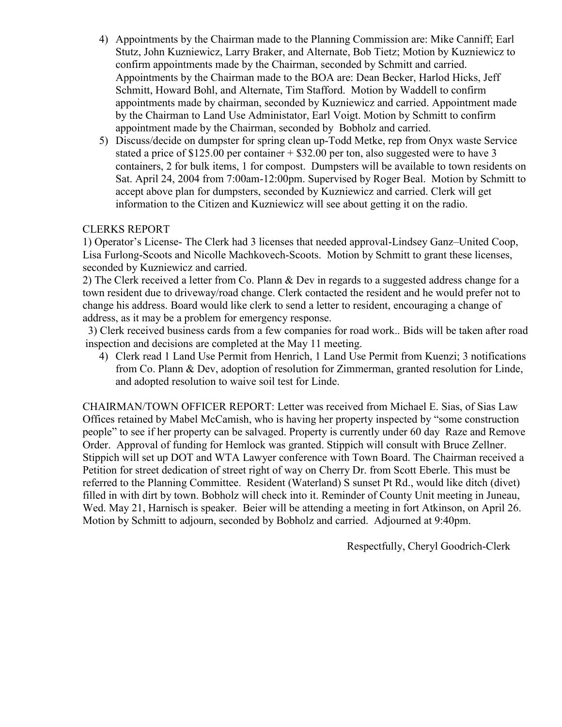4) Appointments by the Chairman made to the Planning Commission are: Mike Canniff; Earl Stutz, John Kuzniewicz, Larry Braker, and Alternate, Bob Tietz; Motion by Kuzniewicz to confirm appointments made by the Chairman, seconded by Schmitt and carried. Appointments by the Chairman made to the BOA are: Dean Becker, Harlod Hicks, Jeff Schmitt, Howard Bohl, and Alternate, Tim Stafford. Motion by Waddell to confirm appointments made by chairman, seconded by Kuzniewicz and carried. Appointment made by the Chairman to Land Use Administator, Earl Voigt. Motion by Schmitt to confirm appointment made by the Chairman, seconded by Bobholz and carried.
5) Discuss/decide on dumpster for spring clean up-Todd Metke, rep from Onyx waste Service stated a price of $125.00 per container + $32.00 per ton, also suggested were to have 3 containers, 2 for bulk items, 1 for compost. Dumpsters will be available to town residents on Sat. April 24, 2004 from 7:00am-12:00pm. Supervised by Roger Beal. Motion by Schmitt to accept above plan for dumpsters, seconded by Kuzniewicz and carried. Clerk will get information to the Citizen and Kuzniewicz will see about getting it on the radio.

CLERKS REPORT

1) Operator's License- The Clerk had 3 licenses that needed approval-Lindsey Ganz–United Coop, Lisa Furlong-Scoots and Nicolle Machkovech-Scoots. Motion by Schmitt to grant these licenses, seconded by Kuzniewicz and carried.

2) The Clerk received a letter from Co. Plann & Dev in regards to a suggested address change for a town resident due to driveway/road change. Clerk contacted the resident and he would prefer not to change his address. Board would like clerk to send a letter to resident, encouraging a change of address, as it may be a problem for emergency response.

3) Clerk received business cards from a few companies for road work.. Bids will be taken after road inspection and decisions are completed at the May 11 meeting.

4) Clerk read 1 Land Use Permit from Henrich, 1 Land Use Permit from Kuenzi; 3 notifications from Co. Plann & Dev, adoption of resolution for Zimmerman, granted resolution for Linde, and adopted resolution to waive soil test for Linde.

CHAIRMAN/TOWN OFFICER REPORT: Letter was received from Michael E. Sias, of Sias Law Offices retained by Mabel McCamish, who is having her property inspected by "some construction people" to see if her property can be salvaged. Property is currently under 60 day Raze and Remove Order. Approval of funding for Hemlock was granted. Stippich will consult with Bruce Zellner. Stippich will set up DOT and WTA Lawyer conference with Town Board. The Chairman received a Petition for street dedication of street right of way on Cherry Dr. from Scott Eberle. This must be referred to the Planning Committee. Resident (Waterland) S sunset Pt Rd., would like ditch (divet) filled in with dirt by town. Bobholz will check into it. Reminder of County Unit meeting in Juneau, Wed. May 21, Harnisch is speaker. Beier will be attending a meeting in fort Atkinson, on April 26. Motion by Schmitt to adjourn, seconded by Bobholz and carried. Adjourned at 9:40pm.

Respectfully, Cheryl Goodrich-Clerk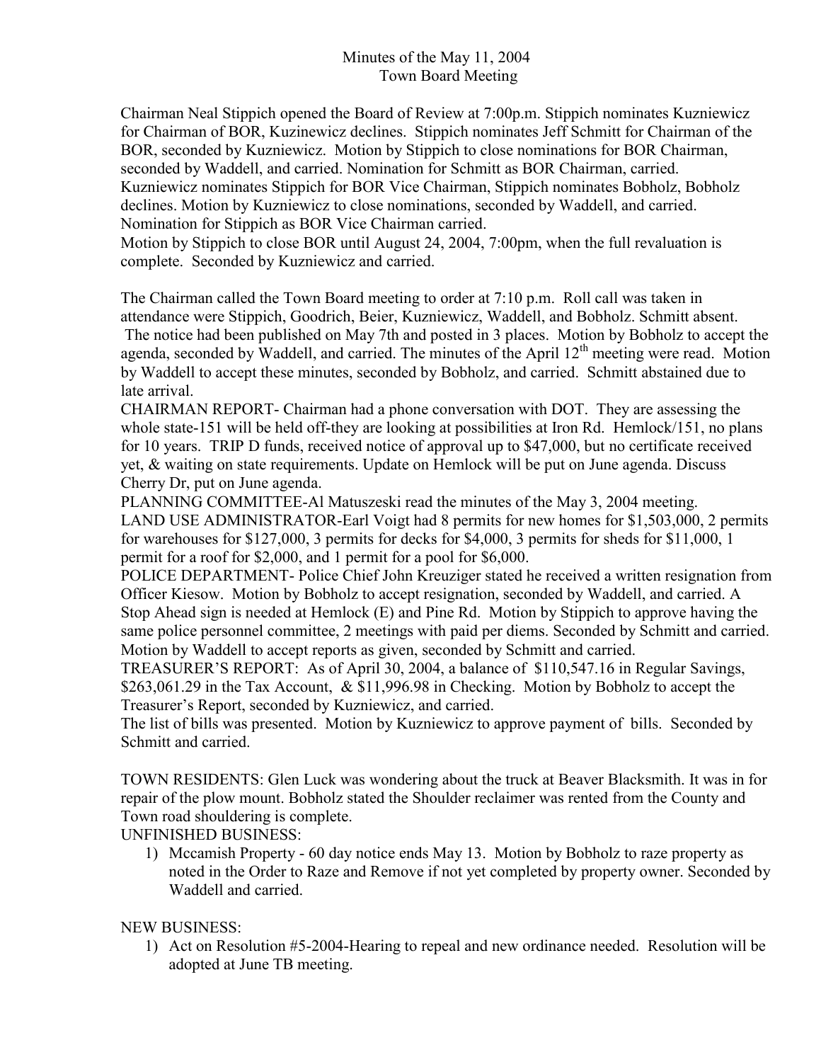Minutes of the May 11, 2004
Town Board Meeting

Chairman Neal Stippich opened the Board of Review at 7:00p.m. Stippich nominates Kuzniewicz for Chairman of BOR, Kuzinewicz declines. Stippich nominates Jeff Schmitt for Chairman of the BOR, seconded by Kuzniewicz. Motion by Stippich to close nominations for BOR Chairman, seconded by Waddell, and carried. Nomination for Schmitt as BOR Chairman, carried. Kuzniewicz nominates Stippich for BOR Vice Chairman, Stippich nominates Bobholz, Bobholz declines. Motion by Kuzniewicz to close nominations, seconded by Waddell, and carried. Nomination for Stippich as BOR Vice Chairman carried.
Motion by Stippich to close BOR until August 24, 2004, 7:00pm, when the full revaluation is complete. Seconded by Kuzniewicz and carried.

The Chairman called the Town Board meeting to order at 7:10 p.m. Roll call was taken in attendance were Stippich, Goodrich, Beier, Kuzniewicz, Waddell, and Bobholz. Schmitt absent. The notice had been published on May 7th and posted in 3 places. Motion by Bobholz to accept the agenda, seconded by Waddell, and carried. The minutes of the April 12th meeting were read. Motion by Waddell to accept these minutes, seconded by Bobholz, and carried. Schmitt abstained due to late arrival.

CHAIRMAN REPORT- Chairman had a phone conversation with DOT. They are assessing the whole state-151 will be held off-they are looking at possibilities at Iron Rd. Hemlock/151, no plans for 10 years. TRIP D funds, received notice of approval up to $47,000, but no certificate received yet, & waiting on state requirements. Update on Hemlock will be put on June agenda. Discuss Cherry Dr, put on June agenda.

PLANNING COMMITTEE-Al Matuszeski read the minutes of the May 3, 2004 meeting.

LAND USE ADMINISTRATOR-Earl Voigt had 8 permits for new homes for $1,503,000, 2 permits for warehouses for $127,000, 3 permits for decks for $4,000, 3 permits for sheds for $11,000, 1 permit for a roof for $2,000, and 1 permit for a pool for $6,000.

POLICE DEPARTMENT- Police Chief John Kreuziger stated he received a written resignation from Officer Kiesow. Motion by Bobholz to accept resignation, seconded by Waddell, and carried. A Stop Ahead sign is needed at Hemlock (E) and Pine Rd. Motion by Stippich to approve having the same police personnel committee, 2 meetings with paid per diems. Seconded by Schmitt and carried. Motion by Waddell to accept reports as given, seconded by Schmitt and carried.

TREASURER'S REPORT: As of April 30, 2004, a balance of $110,547.16 in Regular Savings, $263,061.29 in the Tax Account, & $11,996.98 in Checking. Motion by Bobholz to accept the Treasurer's Report, seconded by Kuzniewicz, and carried.

The list of bills was presented. Motion by Kuzniewicz to approve payment of bills. Seconded by Schmitt and carried.

TOWN RESIDENTS: Glen Luck was wondering about the truck at Beaver Blacksmith. It was in for repair of the plow mount. Bobholz stated the Shoulder reclaimer was rented from the County and Town road shouldering is complete.

UNFINISHED BUSINESS:

1) Mccamish Property - 60 day notice ends May 13. Motion by Bobholz to raze property as noted in the Order to Raze and Remove if not yet completed by property owner. Seconded by Waddell and carried.

NEW BUSINESS:

1) Act on Resolution #5-2004-Hearing to repeal and new ordinance needed. Resolution will be adopted at June TB meeting.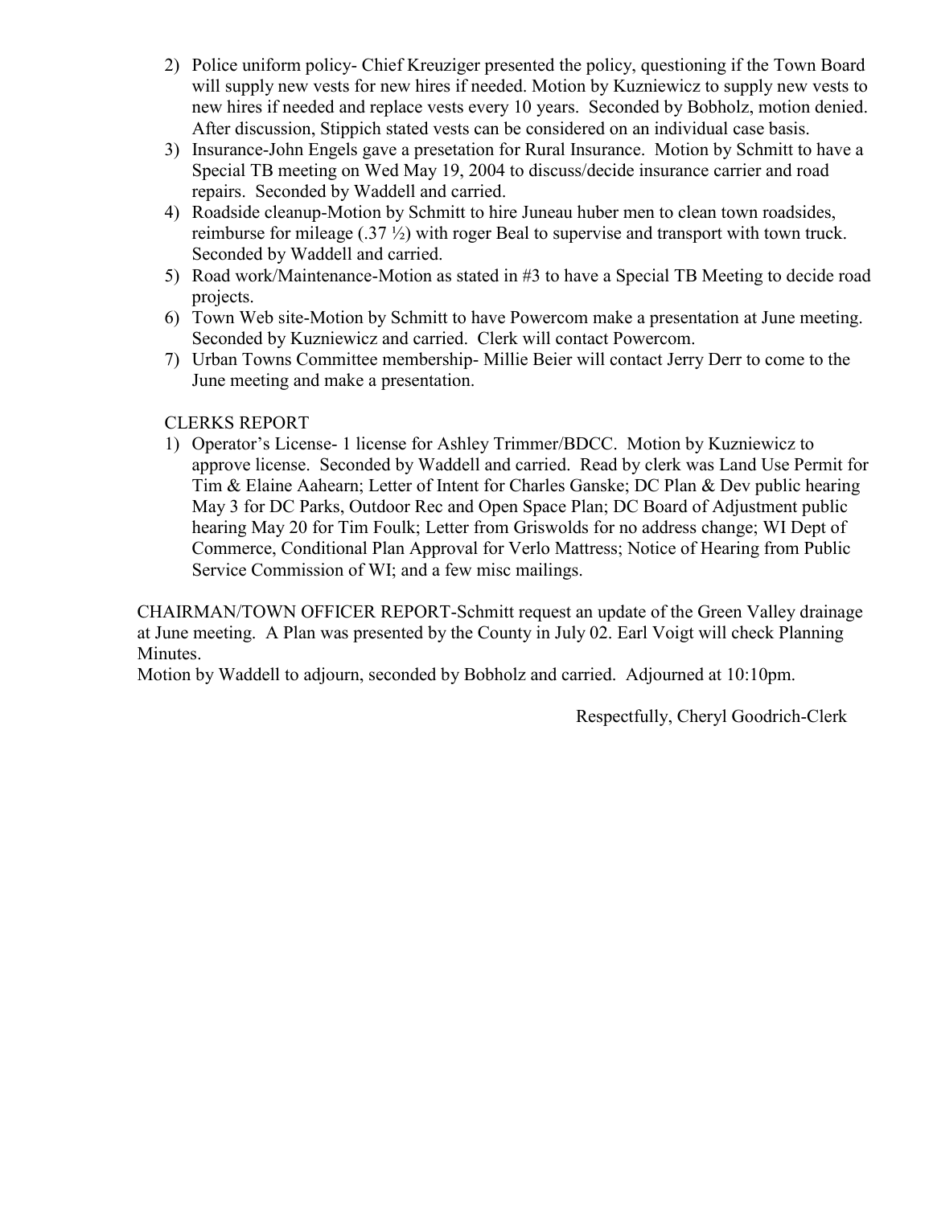2) Police uniform policy- Chief Kreuziger presented the policy, questioning if the Town Board will supply new vests for new hires if needed. Motion by Kuzniewicz to supply new vests to new hires if needed and replace vests every 10 years. Seconded by Bobholz, motion denied. After discussion, Stippich stated vests can be considered on an individual case basis.
3) Insurance-John Engels gave a presetation for Rural Insurance. Motion by Schmitt to have a Special TB meeting on Wed May 19, 2004 to discuss/decide insurance carrier and road repairs. Seconded by Waddell and carried.
4) Roadside cleanup-Motion by Schmitt to hire Juneau huber men to clean town roadsides, reimburse for mileage (.37 ½) with roger Beal to supervise and transport with town truck. Seconded by Waddell and carried.
5) Road work/Maintenance-Motion as stated in #3 to have a Special TB Meeting to decide road projects.
6) Town Web site-Motion by Schmitt to have Powercom make a presentation at June meeting. Seconded by Kuzniewicz and carried. Clerk will contact Powercom.
7) Urban Towns Committee membership- Millie Beier will contact Jerry Derr to come to the June meeting and make a presentation.

CLERKS REPORT

1) Operator's License- 1 license for Ashley Trimmer/BDCC. Motion by Kuzniewicz to approve license. Seconded by Waddell and carried. Read by clerk was Land Use Permit for Tim & Elaine Aahearn; Letter of Intent for Charles Ganske; DC Plan & Dev public hearing May 3 for DC Parks, Outdoor Rec and Open Space Plan; DC Board of Adjustment public hearing May 20 for Tim Foulk; Letter from Griswolds for no address change; WI Dept of Commerce, Conditional Plan Approval for Verlo Mattress; Notice of Hearing from Public Service Commission of WI; and a few misc mailings.

CHAIRMAN/TOWN OFFICER REPORT-Schmitt request an update of the Green Valley drainage at June meeting. A Plan was presented by the County in July 02. Earl Voigt will check Planning Minutes.

Motion by Waddell to adjourn, seconded by Bobholz and carried. Adjourned at 10:10pm.

Respectfully, Cheryl Goodrich-Clerk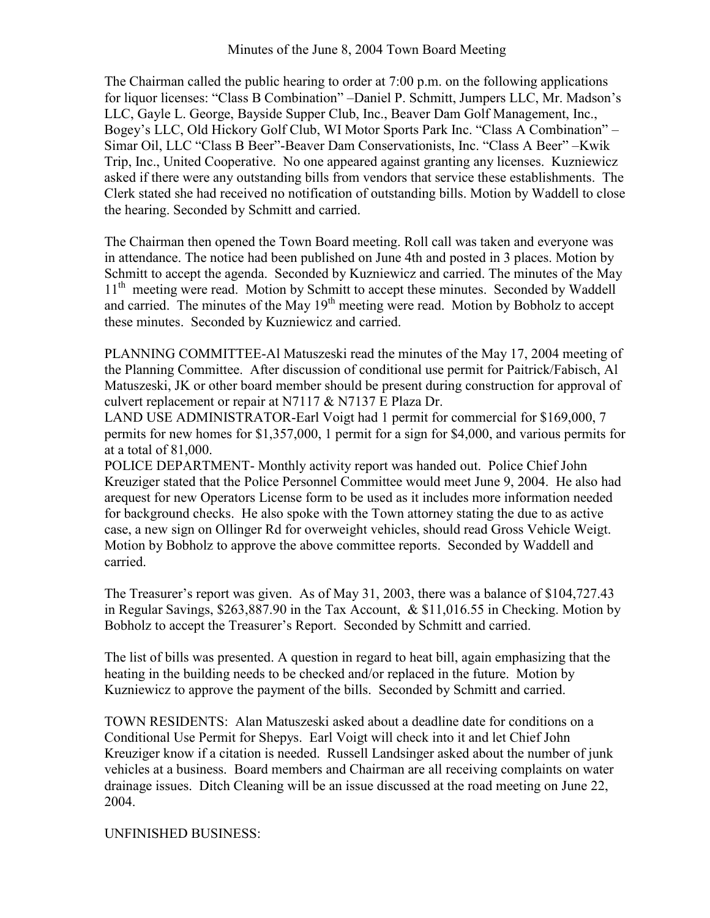Minutes of the June 8, 2004 Town Board Meeting

The Chairman called the public hearing to order at 7:00 p.m. on the following applications for liquor licenses: "Class B Combination" –Daniel P. Schmitt, Jumpers LLC, Mr. Madson's LLC, Gayle L. George, Bayside Supper Club, Inc., Beaver Dam Golf Management, Inc., Bogey's LLC, Old Hickory Golf Club, WI Motor Sports Park Inc. "Class A Combination" – Simar Oil, LLC "Class B Beer"-Beaver Dam Conservationists, Inc. "Class A Beer" –Kwik Trip, Inc., United Cooperative. No one appeared against granting any licenses. Kuzniewicz asked if there were any outstanding bills from vendors that service these establishments. The Clerk stated she had received no notification of outstanding bills. Motion by Waddell to close the hearing. Seconded by Schmitt and carried.

The Chairman then opened the Town Board meeting. Roll call was taken and everyone was in attendance. The notice had been published on June 4th and posted in 3 places. Motion by Schmitt to accept the agenda. Seconded by Kuzniewicz and carried. The minutes of the May 11th meeting were read. Motion by Schmitt to accept these minutes. Seconded by Waddell and carried. The minutes of the May 19th meeting were read. Motion by Bobholz to accept these minutes. Seconded by Kuzniewicz and carried.

PLANNING COMMITTEE-Al Matuszeski read the minutes of the May 17, 2004 meeting of the Planning Committee. After discussion of conditional use permit for Paitrick/Fabisch, Al Matuszeski, JK or other board member should be present during construction for approval of culvert replacement or repair at N7117 & N7137 E Plaza Dr.

LAND USE ADMINISTRATOR-Earl Voigt had 1 permit for commercial for $169,000, 7 permits for new homes for $1,357,000, 1 permit for a sign for $4,000, and various permits for at a total of 81,000.

POLICE DEPARTMENT- Monthly activity report was handed out. Police Chief John Kreuziger stated that the Police Personnel Committee would meet June 9, 2004. He also had arequest for new Operators License form to be used as it includes more information needed for background checks. He also spoke with the Town attorney stating the due to as active case, a new sign on Ollinger Rd for overweight vehicles, should read Gross Vehicle Weigt. Motion by Bobholz to approve the above committee reports. Seconded by Waddell and carried.

The Treasurer's report was given. As of May 31, 2003, there was a balance of $104,727.43 in Regular Savings, $263,887.90 in the Tax Account, & $11,016.55 in Checking. Motion by Bobholz to accept the Treasurer's Report. Seconded by Schmitt and carried.

The list of bills was presented. A question in regard to heat bill, again emphasizing that the heating in the building needs to be checked and/or replaced in the future. Motion by Kuzniewicz to approve the payment of the bills. Seconded by Schmitt and carried.

TOWN RESIDENTS: Alan Matuszeski asked about a deadline date for conditions on a Conditional Use Permit for Shepys. Earl Voigt will check into it and let Chief John Kreuziger know if a citation is needed. Russell Landsinger asked about the number of junk vehicles at a business. Board members and Chairman are all receiving complaints on water drainage issues. Ditch Cleaning will be an issue discussed at the road meeting on June 22, 2004.

UNFINISHED BUSINESS: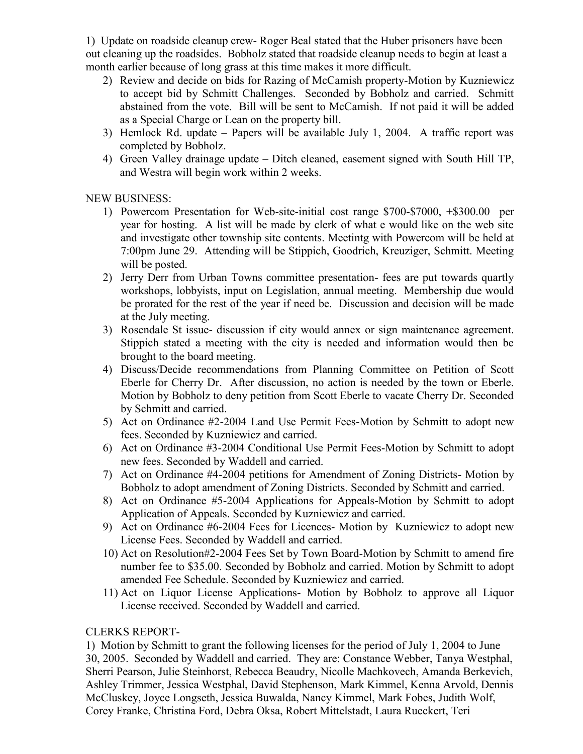1) Update on roadside cleanup crew- Roger Beal stated that the Huber prisoners have been out cleaning up the roadsides. Bobholz stated that roadside cleanup needs to begin at least a month earlier because of long grass at this time makes it more difficult.

2) Review and decide on bids for Razing of McCamish property-Motion by Kuzniewicz to accept bid by Schmitt Challenges. Seconded by Bobholz and carried. Schmitt abstained from the vote. Bill will be sent to McCamish. If not paid it will be added as a Special Charge or Lean on the property bill.
3) Hemlock Rd. update – Papers will be available July 1, 2004. A traffic report was completed by Bobholz.
4) Green Valley drainage update – Ditch cleaned, easement signed with South Hill TP, and Westra will begin work within 2 weeks.

NEW BUSINESS:

1) Powercom Presentation for Web-site-initial cost range \$700-\$7000, +\$300.00 per year for hosting. A list will be made by clerk of what e would like on the web site and investigate other township site contents. Meetintg with Powercom will be held at 7:00pm June 29. Attending will be Stippich, Goodrich, Kreuziger, Schmitt. Meeting will be posted.
2) Jerry Derr from Urban Towns committee presentation- fees are put towards quartly workshops, lobbyists, input on Legislation, annual meeting. Membership due would be prorated for the rest of the year if need be. Discussion and decision will be made at the July meeting.
3) Rosendale St issue- discussion if city would annex or sign maintenance agreement. Stippich stated a meeting with the city is needed and information would then be brought to the board meeting.
4) Discuss/Decide recommendations from Planning Committee on Petition of Scott Eberle for Cherry Dr. After discussion, no action is needed by the town or Eberle. Motion by Bobholz to deny petition from Scott Eberle to vacate Cherry Dr. Seconded by Schmitt and carried.
5) Act on Ordinance #2-2004 Land Use Permit Fees-Motion by Schmitt to adopt new fees. Seconded by Kuzniewicz and carried.
6) Act on Ordinance #3-2004 Conditional Use Permit Fees-Motion by Schmitt to adopt new fees. Seconded by Waddell and carried.
7) Act on Ordinance #4-2004 petitions for Amendment of Zoning Districts- Motion by Bobholz to adopt amendment of Zoning Districts. Seconded by Schmitt and carried.
8) Act on Ordinance #5-2004 Applications for Appeals-Motion by Schmitt to adopt Application of Appeals. Seconded by Kuzniewicz and carried.
9) Act on Ordinance #6-2004 Fees for Licences- Motion by Kuzniewicz to adopt new License Fees. Seconded by Waddell and carried.
10) Act on Resolution#2-2004 Fees Set by Town Board-Motion by Schmitt to amend fire number fee to \$35.00. Seconded by Bobholz and carried. Motion by Schmitt to adopt amended Fee Schedule. Seconded by Kuzniewicz and carried.
11) Act on Liquor License Applications- Motion by Bobholz to approve all Liquor License received. Seconded by Waddell and carried.

CLERKS REPORT-

1) Motion by Schmitt to grant the following licenses for the period of July 1, 2004 to June 30, 2005. Seconded by Waddell and carried. They are: Constance Webber, Tanya Westphal, Sherri Pearson, Julie Steinhorst, Rebecca Beaudry, Nicolle Machkovech, Amanda Berkevich, Ashley Trimmer, Jessica Westphal, David Stephenson, Mark Kimmel, Kenna Arvold, Dennis McCluskey, Joyce Longseth, Jessica Buwalda, Nancy Kimmel, Mark Fobes, Judith Wolf, Corey Franke, Christina Ford, Debra Oksa, Robert Mittelstadt, Laura Rueckert, Teri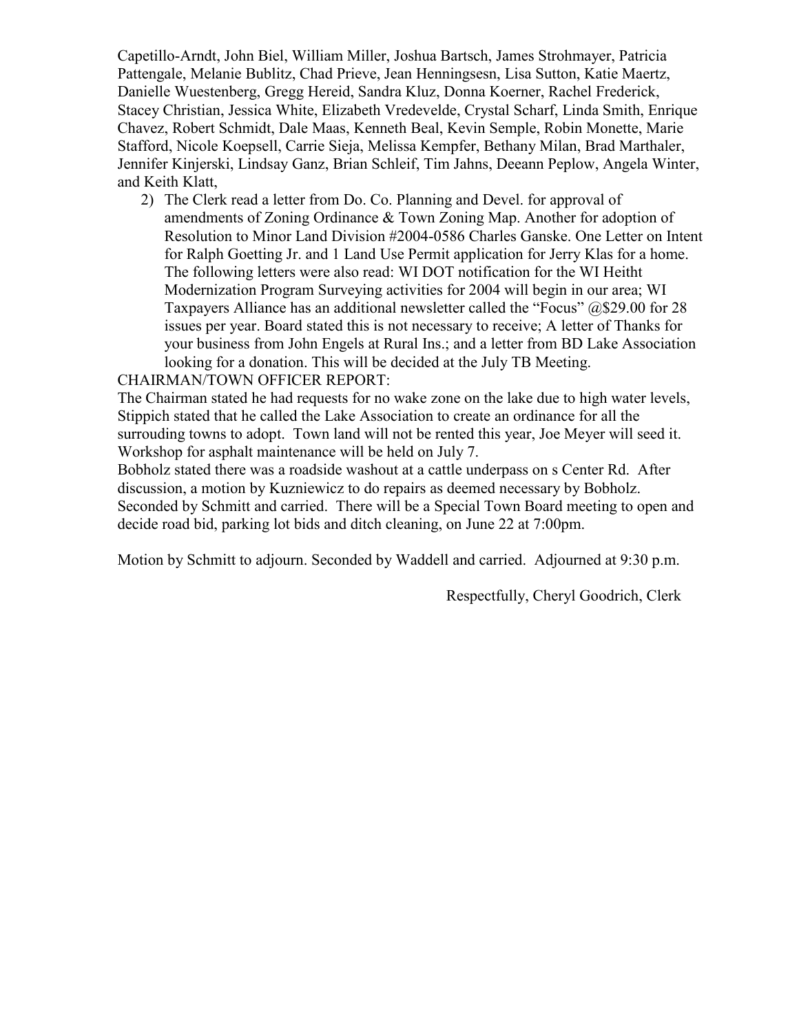Capetillo-Arndt, John Biel, William Miller, Joshua Bartsch, James Strohmayer, Patricia Pattengale, Melanie Bublitz, Chad Prieve, Jean Henningsesn, Lisa Sutton, Katie Maertz, Danielle Wuestenberg, Gregg Hereid, Sandra Kluz, Donna Koerner, Rachel Frederick, Stacey Christian, Jessica White, Elizabeth Vredevelde, Crystal Scharf, Linda Smith, Enrique Chavez, Robert Schmidt, Dale Maas, Kenneth Beal, Kevin Semple, Robin Monette, Marie Stafford, Nicole Koepsell, Carrie Sieja, Melissa Kempfer, Bethany Milan, Brad Marthaler, Jennifer Kinjerski, Lindsay Ganz, Brian Schleif, Tim Jahns, Deeann Peplow, Angela Winter, and Keith Klatt,

2) The Clerk read a letter from Do. Co. Planning and Devel. for approval of amendments of Zoning Ordinance & Town Zoning Map. Another for adoption of Resolution to Minor Land Division #2004-0586 Charles Ganske. One Letter on Intent for Ralph Goetting Jr. and 1 Land Use Permit application for Jerry Klas for a home. The following letters were also read: WI DOT notification for the WI Heitht Modernization Program Surveying activities for 2004 will begin in our area; WI Taxpayers Alliance has an additional newsletter called the "Focus" @$29.00 for 28 issues per year. Board stated this is not necessary to receive; A letter of Thanks for your business from John Engels at Rural Ins.; and a letter from BD Lake Association looking for a donation. This will be decided at the July TB Meeting.

CHAIRMAN/TOWN OFFICER REPORT:

The Chairman stated he had requests for no wake zone on the lake due to high water levels, Stippich stated that he called the Lake Association to create an ordinance for all the surrouding towns to adopt. Town land will not be rented this year, Joe Meyer will seed it. Workshop for asphalt maintenance will be held on July 7.

Bobholz stated there was a roadside washout at a cattle underpass on s Center Rd. After discussion, a motion by Kuzniewicz to do repairs as deemed necessary by Bobholz. Seconded by Schmitt and carried. There will be a Special Town Board meeting to open and decide road bid, parking lot bids and ditch cleaning, on June 22 at 7:00pm.

Motion by Schmitt to adjourn. Seconded by Waddell and carried. Adjourned at 9:30 p.m.

Respectfully, Cheryl Goodrich, Clerk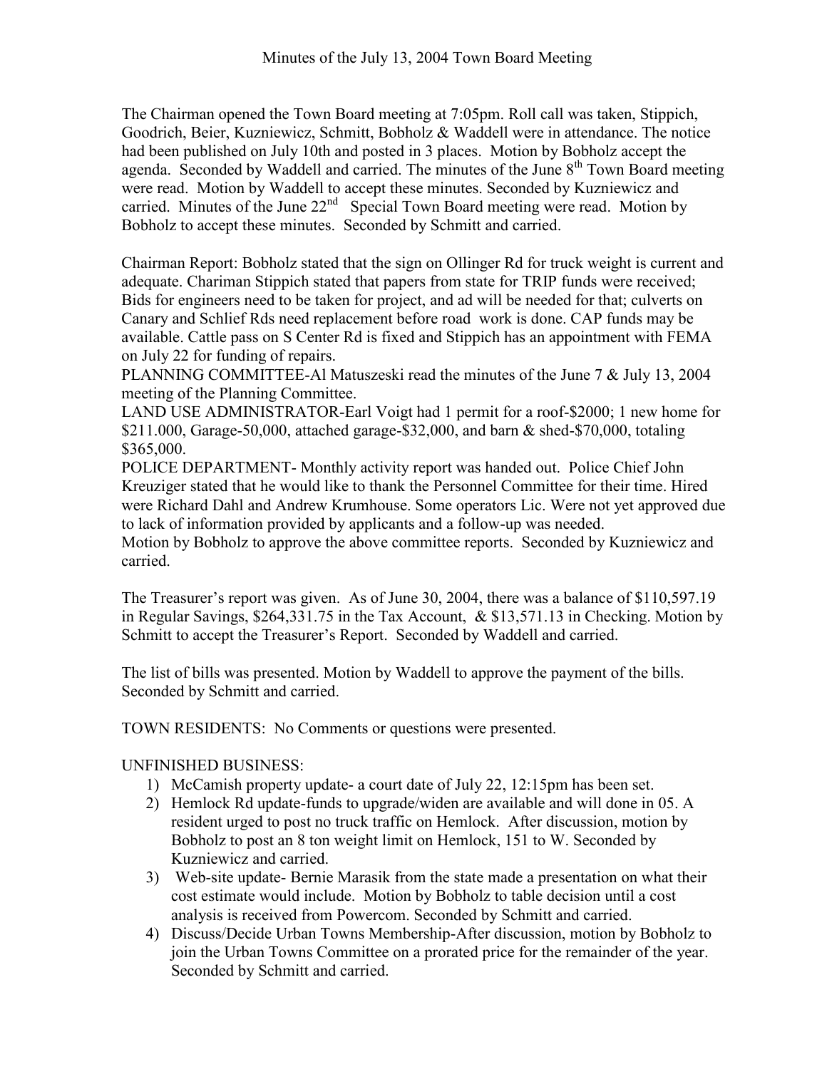# Minutes of the July 13, 2004 Town Board Meeting

The Chairman opened the Town Board meeting at 7:05pm. Roll call was taken, Stippich, Goodrich, Beier, Kuzniewicz, Schmitt, Bobholz & Waddell were in attendance. The notice had been published on July 10th and posted in 3 places. Motion by Bobholz accept the agenda. Seconded by Waddell and carried. The minutes of the June 8th Town Board meeting were read. Motion by Waddell to accept these minutes. Seconded by Kuzniewicz and carried. Minutes of the June 22nd Special Town Board meeting were read. Motion by Bobholz to accept these minutes. Seconded by Schmitt and carried.

Chairman Report: Bobholz stated that the sign on Ollinger Rd for truck weight is current and adequate. Chariman Stippich stated that papers from state for TRIP funds were received; Bids for engineers need to be taken for project, and ad will be needed for that; culverts on Canary and Schlief Rds need replacement before road work is done. CAP funds may be available. Cattle pass on S Center Rd is fixed and Stippich has an appointment with FEMA on July 22 for funding of repairs.

PLANNING COMMITTEE-Al Matuszeski read the minutes of the June 7 & July 13, 2004 meeting of the Planning Committee.

LAND USE ADMINISTRATOR-Earl Voigt had 1 permit for a roof-$2000; 1 new home for $211.000, Garage-50,000, attached garage-$32,000, and barn & shed-$70,000, totaling $365,000.

POLICE DEPARTMENT- Monthly activity report was handed out. Police Chief John Kreuziger stated that he would like to thank the Personnel Committee for their time. Hired were Richard Dahl and Andrew Krumhouse. Some operators Lic. Were not yet approved due to lack of information provided by applicants and a follow-up was needed.

Motion by Bobholz to approve the above committee reports. Seconded by Kuzniewicz and carried.

The Treasurer's report was given. As of June 30, 2004, there was a balance of $110,597.19 in Regular Savings, $264,331.75 in the Tax Account, & $13,571.13 in Checking. Motion by Schmitt to accept the Treasurer's Report. Seconded by Waddell and carried.

The list of bills was presented. Motion by Waddell to approve the payment of the bills. Seconded by Schmitt and carried.

TOWN RESIDENTS: No Comments or questions were presented.

UNFINISHED BUSINESS:

1) McCamish property update- a court date of July 22, 12:15pm has been set.
2) Hemlock Rd update-funds to upgrade/widen are available and will done in 05. A resident urged to post no truck traffic on Hemlock. After discussion, motion by Bobholz to post an 8 ton weight limit on Hemlock, 151 to W. Seconded by Kuzniewicz and carried.
3) Web-site update- Bernie Marasik from the state made a presentation on what their cost estimate would include. Motion by Bobholz to table decision until a cost analysis is received from Powercom. Seconded by Schmitt and carried.
4) Discuss/Decide Urban Towns Membership-After discussion, motion by Bobholz to join the Urban Towns Committee on a prorated price for the remainder of the year. Seconded by Schmitt and carried.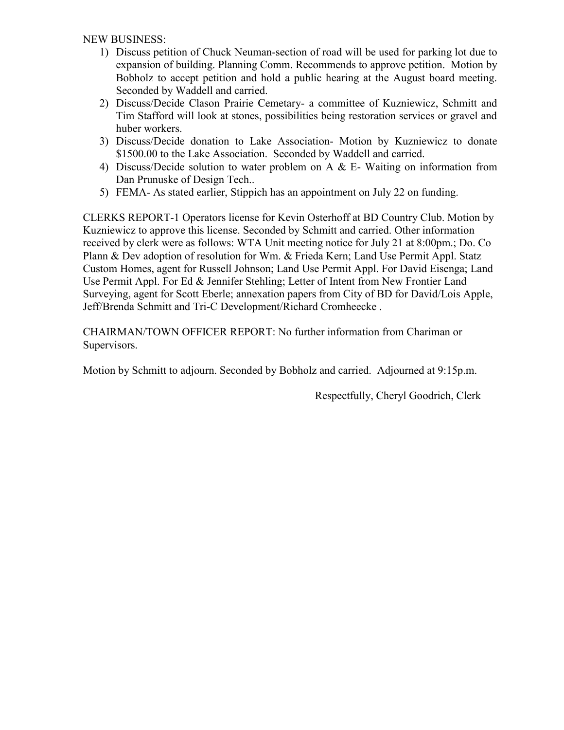NEW BUSINESS:

1) Discuss petition of Chuck Neuman-section of road will be used for parking lot due to expansion of building. Planning Comm. Recommends to approve petition. Motion by Bobholz to accept petition and hold a public hearing at the August board meeting. Seconded by Waddell and carried.
2) Discuss/Decide Clason Prairie Cemetary- a committee of Kuzniewicz, Schmitt and Tim Stafford will look at stones, possibilities being restoration services or gravel and huber workers.
3) Discuss/Decide donation to Lake Association- Motion by Kuzniewicz to donate $1500.00 to the Lake Association. Seconded by Waddell and carried.
4) Discuss/Decide solution to water problem on A & E- Waiting on information from Dan Prunuske of Design Tech..
5) FEMA- As stated earlier, Stippich has an appointment on July 22 on funding.

CLERKS REPORT-1 Operators license for Kevin Osterhoff at BD Country Club. Motion by Kuzniewicz to approve this license. Seconded by Schmitt and carried. Other information received by clerk were as follows: WTA Unit meeting notice for July 21 at 8:00pm.; Do. Co Plann & Dev adoption of resolution for Wm. & Frieda Kern; Land Use Permit Appl. Statz Custom Homes, agent for Russell Johnson; Land Use Permit Appl. For David Eisenga; Land Use Permit Appl. For Ed & Jennifer Stehling; Letter of Intent from New Frontier Land Surveying, agent for Scott Eberle; annexation papers from City of BD for David/Lois Apple, Jeff/Brenda Schmitt and Tri-C Development/Richard Cromheecke .

CHAIRMAN/TOWN OFFICER REPORT: No further information from Chariman or Supervisors.

Motion by Schmitt to adjourn. Seconded by Bobholz and carried. Adjourned at 9:15p.m.

Respectfully, Cheryl Goodrich, Clerk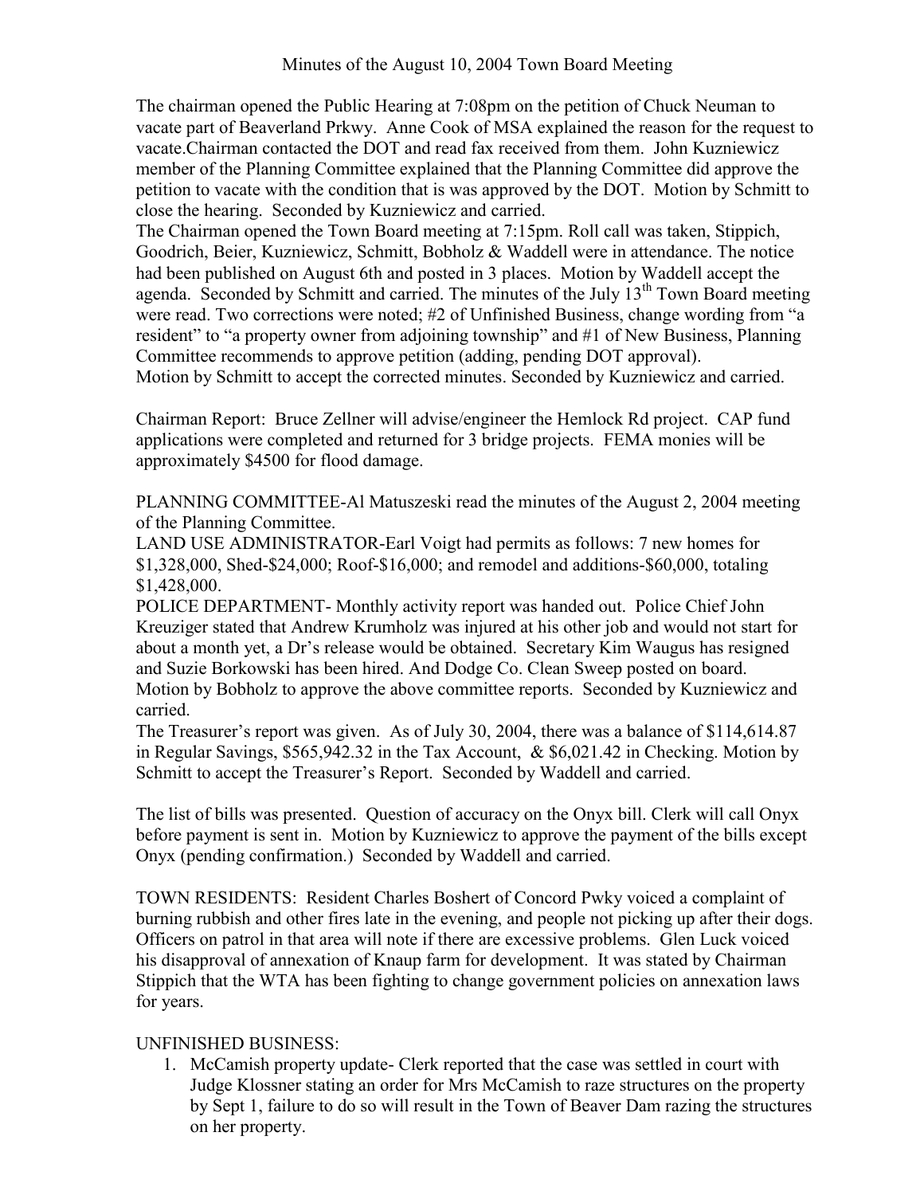# Minutes of the August 10, 2004 Town Board Meeting

The chairman opened the Public Hearing at 7:08pm on the petition of Chuck Neuman to vacate part of Beaverland Prkwy. Anne Cook of MSA explained the reason for the request to vacate.Chairman contacted the DOT and read fax received from them. John Kuzniewicz member of the Planning Committee explained that the Planning Committee did approve the petition to vacate with the condition that is was approved by the DOT. Motion by Schmitt to close the hearing. Seconded by Kuzniewicz and carried.

The Chairman opened the Town Board meeting at 7:15pm. Roll call was taken, Stippich, Goodrich, Beier, Kuzniewicz, Schmitt, Bobholz & Waddell were in attendance. The notice had been published on August 6th and posted in 3 places. Motion by Waddell accept the agenda. Seconded by Schmitt and carried. The minutes of the July 13th Town Board meeting were read. Two corrections were noted; #2 of Unfinished Business, change wording from "a resident" to "a property owner from adjoining township" and #1 of New Business, Planning Committee recommends to approve petition (adding, pending DOT approval).
Motion by Schmitt to accept the corrected minutes. Seconded by Kuzniewicz and carried.

Chairman Report: Bruce Zellner will advise/engineer the Hemlock Rd project. CAP fund applications were completed and returned for 3 bridge projects. FEMA monies will be approximately $4500 for flood damage.

PLANNING COMMITTEE-Al Matuszeski read the minutes of the August 2, 2004 meeting of the Planning Committee.

LAND USE ADMINISTRATOR-Earl Voigt had permits as follows: 7 new homes for $1,328,000, Shed-$24,000; Roof-$16,000; and remodel and additions-$60,000, totaling $1,428,000.

POLICE DEPARTMENT- Monthly activity report was handed out. Police Chief John Kreuziger stated that Andrew Krumholz was injured at his other job and would not start for about a month yet, a Dr's release would be obtained. Secretary Kim Waugus has resigned and Suzie Borkowski has been hired. And Dodge Co. Clean Sweep posted on board.
Motion by Bobholz to approve the above committee reports. Seconded by Kuzniewicz and carried.

The Treasurer's report was given. As of July 30, 2004, there was a balance of $114,614.87 in Regular Savings, $565,942.32 in the Tax Account, & $6,021.42 in Checking. Motion by Schmitt to accept the Treasurer's Report. Seconded by Waddell and carried.

The list of bills was presented. Question of accuracy on the Onyx bill. Clerk will call Onyx before payment is sent in. Motion by Kuzniewicz to approve the payment of the bills except Onyx (pending confirmation.) Seconded by Waddell and carried.

TOWN RESIDENTS: Resident Charles Boshert of Concord Pwky voiced a complaint of burning rubbish and other fires late in the evening, and people not picking up after their dogs. Officers on patrol in that area will note if there are excessive problems. Glen Luck voiced his disapproval of annexation of Knaup farm for development. It was stated by Chairman Stippich that the WTA has been fighting to change government policies on annexation laws for years.

UNFINISHED BUSINESS:

1. McCamish property update- Clerk reported that the case was settled in court with Judge Klossner stating an order for Mrs McCamish to raze structures on the property by Sept 1, failure to do so will result in the Town of Beaver Dam razing the structures on her property.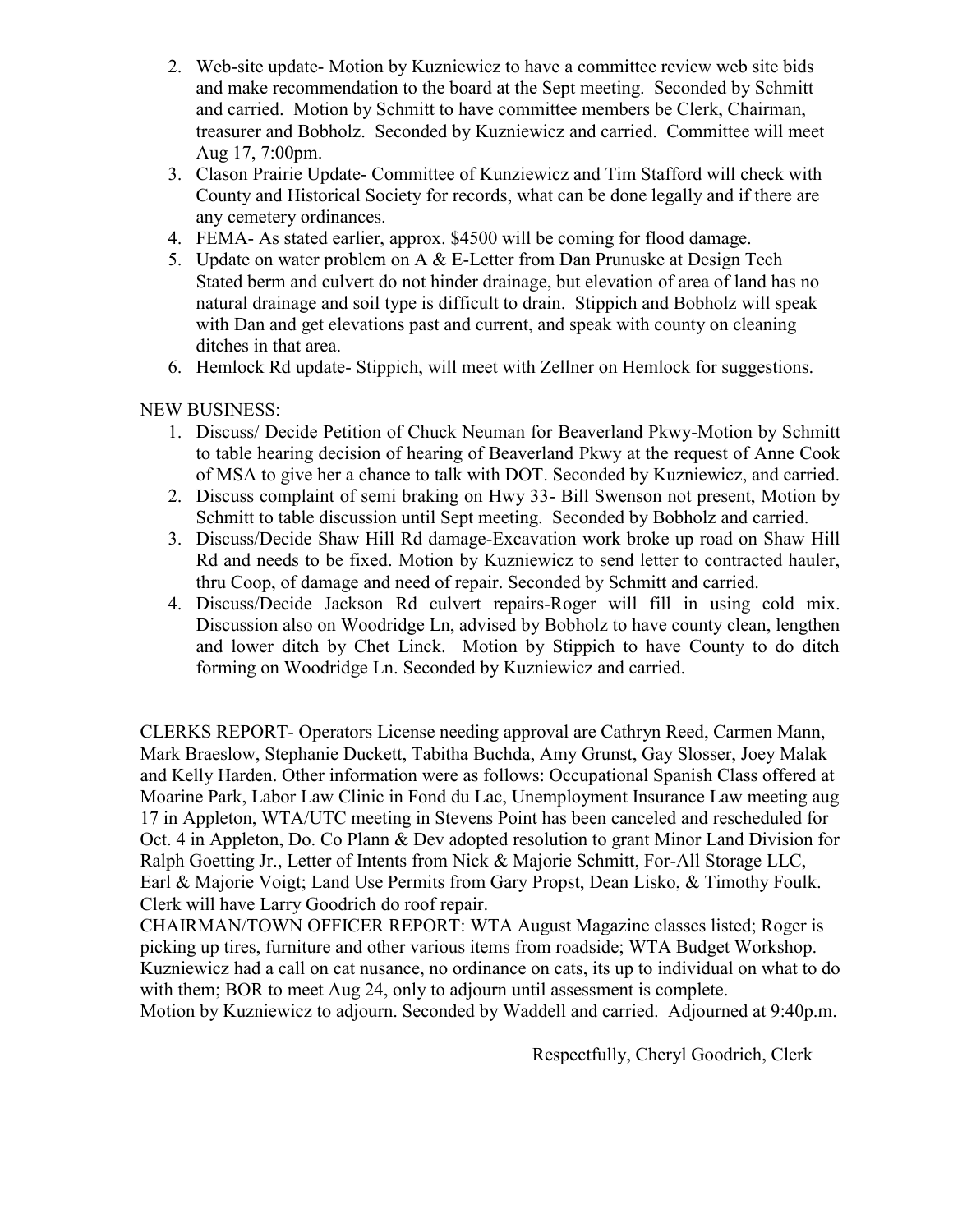2. Web-site update- Motion by Kuzniewicz to have a committee review web site bids and make recommendation to the board at the Sept meeting. Seconded by Schmitt and carried. Motion by Schmitt to have committee members be Clerk, Chairman, treasurer and Bobholz. Seconded by Kuzniewicz and carried. Committee will meet Aug 17, 7:00pm.
3. Clason Prairie Update- Committee of Kunziewicz and Tim Stafford will check with County and Historical Society for records, what can be done legally and if there are any cemetery ordinances.
4. FEMA- As stated earlier, approx. $4500 will be coming for flood damage.
5. Update on water problem on A & E-Letter from Dan Prunuske at Design Tech Stated berm and culvert do not hinder drainage, but elevation of area of land has no natural drainage and soil type is difficult to drain. Stippich and Bobholz will speak with Dan and get elevations past and current, and speak with county on cleaning ditches in that area.
6. Hemlock Rd update- Stippich, will meet with Zellner on Hemlock for suggestions.

NEW BUSINESS:

1. Discuss/ Decide Petition of Chuck Neuman for Beaverland Pkwy-Motion by Schmitt to table hearing decision of hearing of Beaverland Pkwy at the request of Anne Cook of MSA to give her a chance to talk with DOT. Seconded by Kuzniewicz, and carried.
2. Discuss complaint of semi braking on Hwy 33- Bill Swenson not present, Motion by Schmitt to table discussion until Sept meeting. Seconded by Bobholz and carried.
3. Discuss/Decide Shaw Hill Rd damage-Excavation work broke up road on Shaw Hill Rd and needs to be fixed. Motion by Kuzniewicz to send letter to contracted hauler, thru Coop, of damage and need of repair. Seconded by Schmitt and carried.
4. Discuss/Decide Jackson Rd culvert repairs-Roger will fill in using cold mix. Discussion also on Woodridge Ln, advised by Bobholz to have county clean, lengthen and lower ditch by Chet Linck. Motion by Stippich to have County to do ditch forming on Woodridge Ln. Seconded by Kuzniewicz and carried.

CLERKS REPORT- Operators License needing approval are Cathryn Reed, Carmen Mann, Mark Braeslow, Stephanie Duckett, Tabitha Buchda, Amy Grunst, Gay Slosser, Joey Malak and Kelly Harden. Other information were as follows: Occupational Spanish Class offered at Moarine Park, Labor Law Clinic in Fond du Lac, Unemployment Insurance Law meeting aug 17 in Appleton, WTA/UTC meeting in Stevens Point has been canceled and rescheduled for Oct. 4 in Appleton, Do. Co Plann & Dev adopted resolution to grant Minor Land Division for Ralph Goetting Jr., Letter of Intents from Nick & Majorie Schmitt, For-All Storage LLC, Earl & Majorie Voigt; Land Use Permits from Gary Propst, Dean Lisko, & Timothy Foulk. Clerk will have Larry Goodrich do roof repair.

CHAIRMAN/TOWN OFFICER REPORT: WTA August Magazine classes listed; Roger is picking up tires, furniture and other various items from roadside; WTA Budget Workshop. Kuzniewicz had a call on cat nusance, no ordinance on cats, its up to individual on what to do with them; BOR to meet Aug 24, only to adjourn until assessment is complete.

Motion by Kuzniewicz to adjourn. Seconded by Waddell and carried. Adjourned at 9:40p.m.

Respectfully, Cheryl Goodrich, Clerk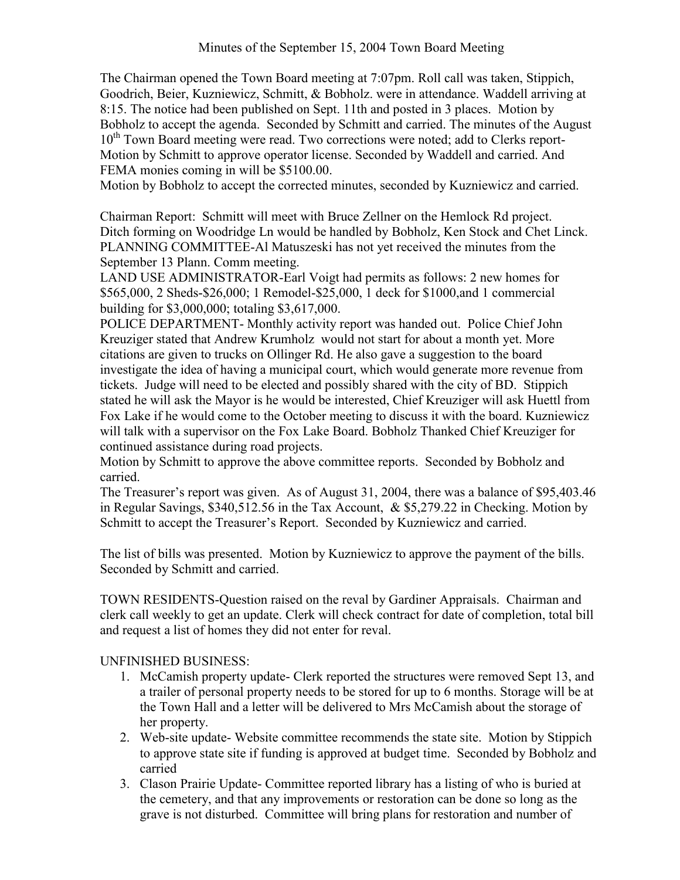# Minutes of the September 15, 2004 Town Board Meeting

The Chairman opened the Town Board meeting at 7:07pm. Roll call was taken, Stippich, Goodrich, Beier, Kuzniewicz, Schmitt, & Bobholz. were in attendance. Waddell arriving at 8:15. The notice had been published on Sept. 11th and posted in 3 places. Motion by Bobholz to accept the agenda. Seconded by Schmitt and carried. The minutes of the August 10th Town Board meeting were read. Two corrections were noted; add to Clerks report- Motion by Schmitt to approve operator license. Seconded by Waddell and carried. And FEMA monies coming in will be $5100.00.

Motion by Bobholz to accept the corrected minutes, seconded by Kuzniewicz and carried.

Chairman Report: Schmitt will meet with Bruce Zellner on the Hemlock Rd project. Ditch forming on Woodridge Ln would be handled by Bobholz, Ken Stock and Chet Linck.

PLANNING COMMITTEE-Al Matuszeski has not yet received the minutes from the September 13 Plann. Comm meeting.

LAND USE ADMINISTRATOR-Earl Voigt had permits as follows: 2 new homes for $565,000, 2 Sheds-$26,000; 1 Remodel-$25,000, 1 deck for $1000,and 1 commercial building for $3,000,000; totaling $3,617,000.

POLICE DEPARTMENT- Monthly activity report was handed out. Police Chief John Kreuziger stated that Andrew Krumholz would not start for about a month yet. More citations are given to trucks on Ollinger Rd. He also gave a suggestion to the board investigate the idea of having a municipal court, which would generate more revenue from tickets. Judge will need to be elected and possibly shared with the city of BD. Stippich stated he will ask the Mayor is he would be interested, Chief Kreuziger will ask Huettl from Fox Lake if he would come to the October meeting to discuss it with the board. Kuzniewicz will talk with a supervisor on the Fox Lake Board. Bobholz Thanked Chief Kreuziger for continued assistance during road projects.

Motion by Schmitt to approve the above committee reports. Seconded by Bobholz and carried.

The Treasurer's report was given. As of August 31, 2004, there was a balance of $95,403.46 in Regular Savings, $340,512.56 in the Tax Account, & $5,279.22 in Checking. Motion by Schmitt to accept the Treasurer's Report. Seconded by Kuzniewicz and carried.

The list of bills was presented. Motion by Kuzniewicz to approve the payment of the bills. Seconded by Schmitt and carried.

TOWN RESIDENTS-Question raised on the reval by Gardiner Appraisals. Chairman and clerk call weekly to get an update. Clerk will check contract for date of completion, total bill and request a list of homes they did not enter for reval.

UNFINISHED BUSINESS:

1. McCamish property update- Clerk reported the structures were removed Sept 13, and a trailer of personal property needs to be stored for up to 6 months. Storage will be at the Town Hall and a letter will be delivered to Mrs McCamish about the storage of her property.
2. Web-site update- Website committee recommends the state site. Motion by Stippich to approve state site if funding is approved at budget time. Seconded by Bobholz and carried
3. Clason Prairie Update- Committee reported library has a listing of who is buried at the cemetery, and that any improvements or restoration can be done so long as the grave is not disturbed. Committee will bring plans for restoration and number of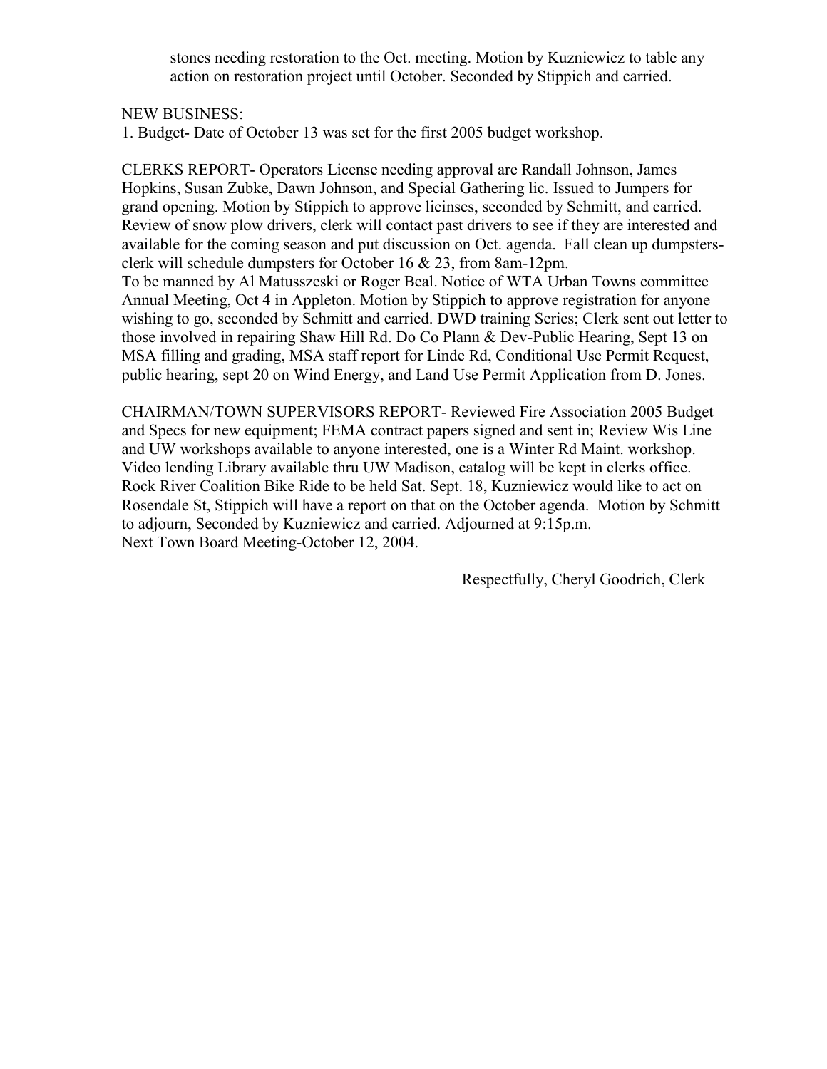stones needing restoration to the Oct. meeting. Motion by Kuzniewicz to table any action on restoration project until October. Seconded by Stippich and carried.

NEW BUSINESS:

1. Budget- Date of October 13 was set for the first 2005 budget workshop.

CLERKS REPORT- Operators License needing approval are Randall Johnson, James Hopkins, Susan Zubke, Dawn Johnson, and Special Gathering lic. Issued to Jumpers for grand opening. Motion by Stippich to approve licinses, seconded by Schmitt, and carried. Review of snow plow drivers, clerk will contact past drivers to see if they are interested and available for the coming season and put discussion on Oct. agenda. Fall clean up dumpsters-clerk will schedule dumpsters for October 16 & 23, from 8am-12pm.
To be manned by Al Matusszeski or Roger Beal. Notice of WTA Urban Towns committee Annual Meeting, Oct 4 in Appleton. Motion by Stippich to approve registration for anyone wishing to go, seconded by Schmitt and carried. DWD training Series; Clerk sent out letter to those involved in repairing Shaw Hill Rd. Do Co Plann & Dev-Public Hearing, Sept 13 on MSA filling and grading, MSA staff report for Linde Rd, Conditional Use Permit Request, public hearing, sept 20 on Wind Energy, and Land Use Permit Application from D. Jones.

CHAIRMAN/TOWN SUPERVISORS REPORT- Reviewed Fire Association 2005 Budget and Specs for new equipment; FEMA contract papers signed and sent in; Review Wis Line and UW workshops available to anyone interested, one is a Winter Rd Maint. workshop. Video lending Library available thru UW Madison, catalog will be kept in clerks office. Rock River Coalition Bike Ride to be held Sat. Sept. 18, Kuzniewicz would like to act on Rosendale St, Stippich will have a report on that on the October agenda. Motion by Schmitt to adjourn, Seconded by Kuzniewicz and carried. Adjourned at 9:15p.m.
Next Town Board Meeting-October 12, 2004.

Respectfully, Cheryl Goodrich, Clerk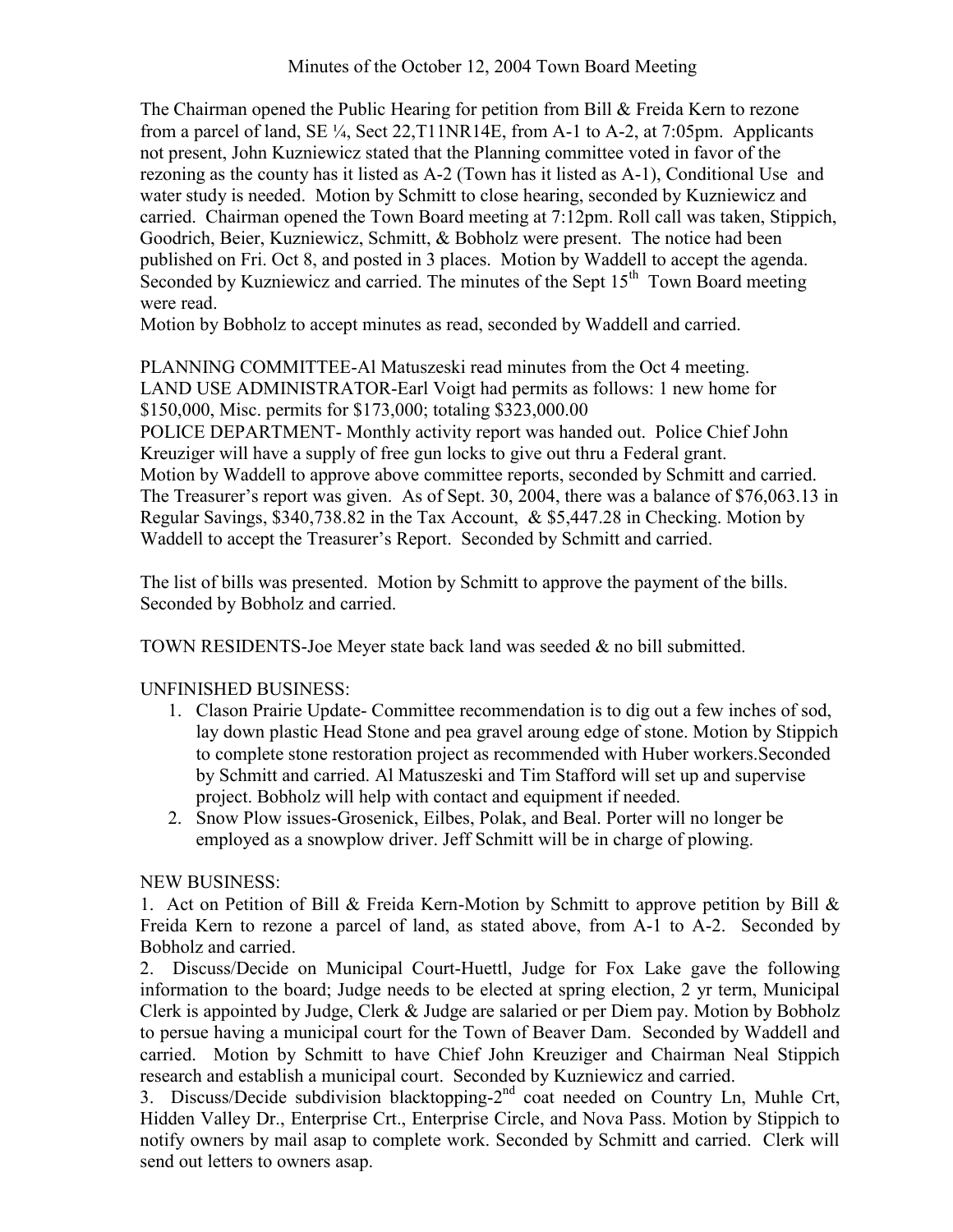Minutes of the October 12, 2004 Town Board Meeting

The Chairman opened the Public Hearing for petition from Bill & Freida Kern to rezone from a parcel of land, SE ¼, Sect 22,T11NR14E, from A-1 to A-2, at 7:05pm. Applicants not present, John Kuzniewicz stated that the Planning committee voted in favor of the rezoning as the county has it listed as A-2 (Town has it listed as A-1), Conditional Use and water study is needed. Motion by Schmitt to close hearing, seconded by Kuzniewicz and carried. Chairman opened the Town Board meeting at 7:12pm. Roll call was taken, Stippich, Goodrich, Beier, Kuzniewicz, Schmitt, & Bobholz were present. The notice had been published on Fri. Oct 8, and posted in 3 places. Motion by Waddell to accept the agenda. Seconded by Kuzniewicz and carried. The minutes of the Sept 15th Town Board meeting were read.
Motion by Bobholz to accept minutes as read, seconded by Waddell and carried.

PLANNING COMMITTEE-Al Matuszeski read minutes from the Oct 4 meeting.
LAND USE ADMINISTRATOR-Earl Voigt had permits as follows: 1 new home for $150,000, Misc. permits for $173,000; totaling $323,000.00
POLICE DEPARTMENT- Monthly activity report was handed out. Police Chief John Kreuziger will have a supply of free gun locks to give out thru a Federal grant.
Motion by Waddell to approve above committee reports, seconded by Schmitt and carried.
The Treasurer's report was given. As of Sept. 30, 2004, there was a balance of $76,063.13 in Regular Savings, $340,738.82 in the Tax Account, & $5,447.28 in Checking. Motion by Waddell to accept the Treasurer's Report. Seconded by Schmitt and carried.

The list of bills was presented. Motion by Schmitt to approve the payment of the bills. Seconded by Bobholz and carried.

TOWN RESIDENTS-Joe Meyer state back land was seeded & no bill submitted.

UNFINISHED BUSINESS:

1. Clason Prairie Update- Committee recommendation is to dig out a few inches of sod, lay down plastic Head Stone and pea gravel aroung edge of stone. Motion by Stippich to complete stone restoration project as recommended with Huber workers.Seconded by Schmitt and carried. Al Matuszeski and Tim Stafford will set up and supervise project. Bobholz will help with contact and equipment if needed.
2. Snow Plow issues-Grosenick, Eilbes, Polak, and Beal. Porter will no longer be employed as a snowplow driver. Jeff Schmitt will be in charge of plowing.

NEW BUSINESS:

1. Act on Petition of Bill & Freida Kern-Motion by Schmitt to approve petition by Bill & Freida Kern to rezone a parcel of land, as stated above, from A-1 to A-2. Seconded by Bobholz and carried.
2. Discuss/Decide on Municipal Court-Huettl, Judge for Fox Lake gave the following information to the board; Judge needs to be elected at spring election, 2 yr term, Municipal Clerk is appointed by Judge, Clerk & Judge are salaried or per Diem pay. Motion by Bobholz to persue having a municipal court for the Town of Beaver Dam. Seconded by Waddell and carried. Motion by Schmitt to have Chief John Kreuziger and Chairman Neal Stippich research and establish a municipal court. Seconded by Kuzniewicz and carried.
3. Discuss/Decide subdivision blacktopping-2nd coat needed on Country Ln, Muhle Crt, Hidden Valley Dr., Enterprise Crt., Enterprise Circle, and Nova Pass. Motion by Stippich to notify owners by mail asap to complete work. Seconded by Schmitt and carried. Clerk will send out letters to owners asap.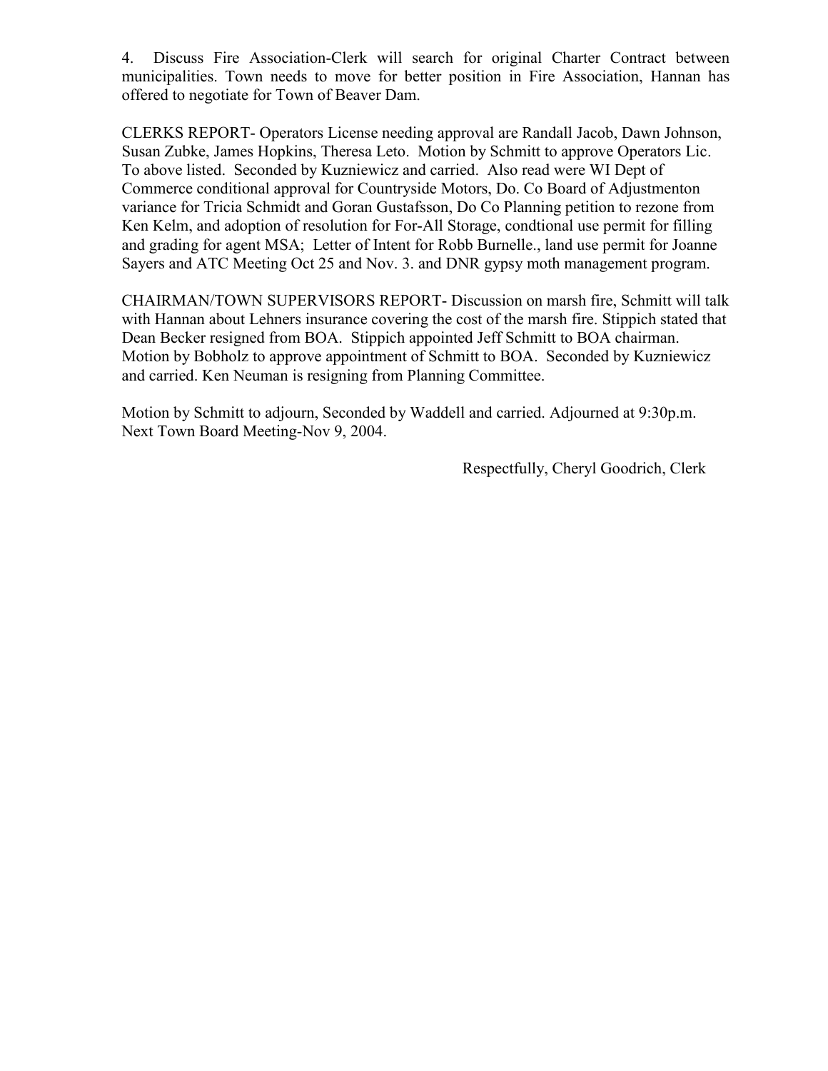4. Discuss Fire Association-Clerk will search for original Charter Contract between municipalities. Town needs to move for better position in Fire Association, Hannan has offered to negotiate for Town of Beaver Dam.

CLERKS REPORT- Operators License needing approval are Randall Jacob, Dawn Johnson, Susan Zubke, James Hopkins, Theresa Leto. Motion by Schmitt to approve Operators Lic. To above listed. Seconded by Kuzniewicz and carried. Also read were WI Dept of Commerce conditional approval for Countryside Motors, Do. Co Board of Adjustmenton variance for Tricia Schmidt and Goran Gustafsson, Do Co Planning petition to rezone from Ken Kelm, and adoption of resolution for For-All Storage, condtional use permit for filling and grading for agent MSA; Letter of Intent for Robb Burnelle., land use permit for Joanne Sayers and ATC Meeting Oct 25 and Nov. 3. and DNR gypsy moth management program.

CHAIRMAN/TOWN SUPERVISORS REPORT- Discussion on marsh fire, Schmitt will talk with Hannan about Lehners insurance covering the cost of the marsh fire. Stippich stated that Dean Becker resigned from BOA. Stippich appointed Jeff Schmitt to BOA chairman. Motion by Bobholz to approve appointment of Schmitt to BOA. Seconded by Kuzniewicz and carried. Ken Neuman is resigning from Planning Committee.

Motion by Schmitt to adjourn, Seconded by Waddell and carried. Adjourned at 9:30p.m. Next Town Board Meeting-Nov 9, 2004.

Respectfully, Cheryl Goodrich, Clerk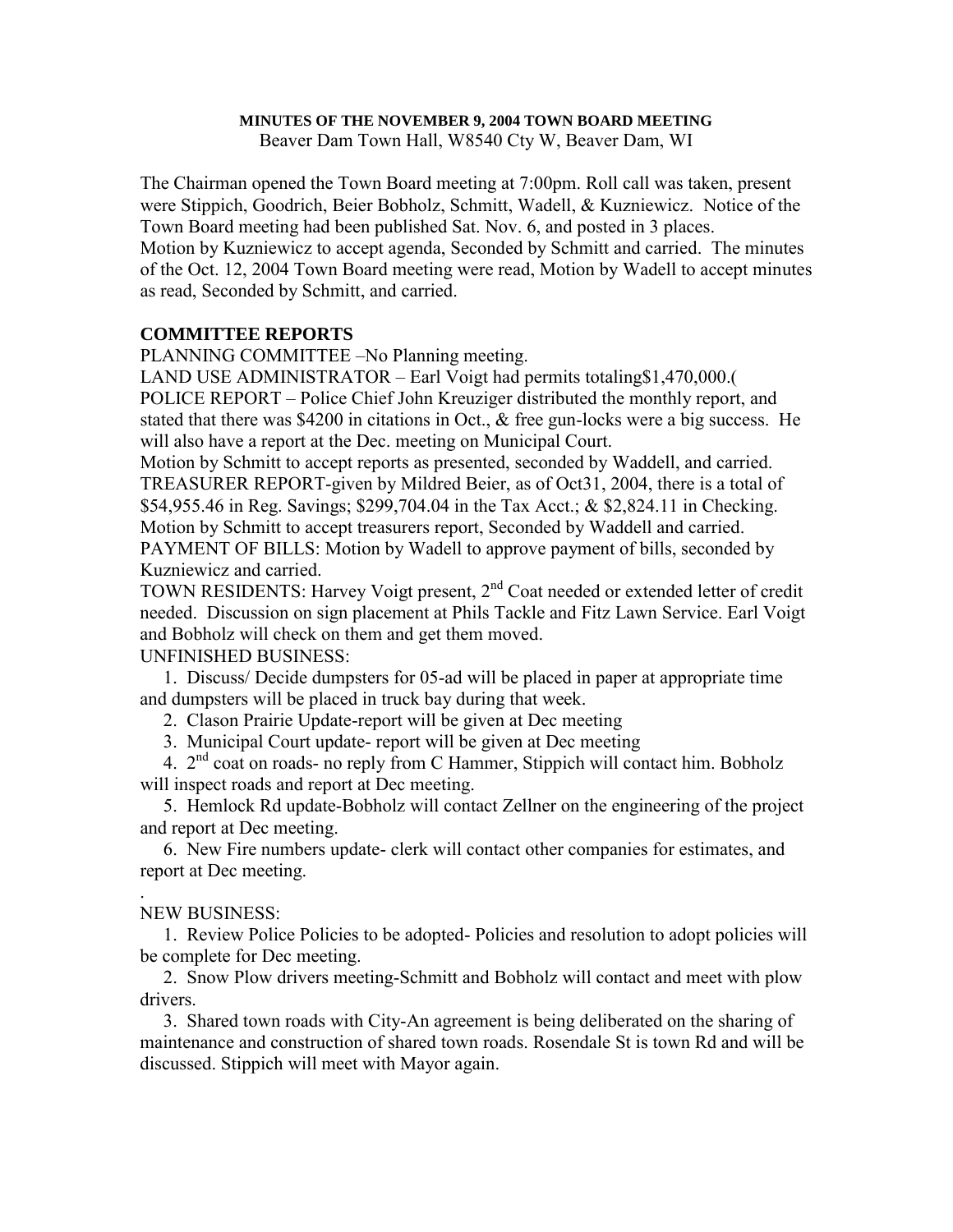**MINUTES OF THE NOVEMBER 9, 2004 TOWN BOARD MEETING**
Beaver Dam Town Hall, W8540 Cty W, Beaver Dam, WI

The Chairman opened the Town Board meeting at 7:00pm. Roll call was taken, present were Stippich, Goodrich, Beier Bobholz, Schmitt, Wadell, & Kuzniewicz. Notice of the Town Board meeting had been published Sat. Nov. 6, and posted in 3 places.
Motion by Kuzniewicz to accept agenda, Seconded by Schmitt and carried. The minutes of the Oct. 12, 2004 Town Board meeting were read, Motion by Wadell to accept minutes as read, Seconded by Schmitt, and carried.

## COMMITTEE REPORTS

PLANNING COMMITTEE –No Planning meeting.
LAND USE ADMINISTRATOR – Earl Voigt had permits totaling$1,470,000.(
POLICE REPORT – Police Chief John Kreuziger distributed the monthly report, and stated that there was $4200 in citations in Oct., & free gun-locks were a big success. He will also have a report at the Dec. meeting on Municipal Court.
Motion by Schmitt to accept reports as presented, seconded by Waddell, and carried.
TREASURER REPORT-given by Mildred Beier, as of Oct31, 2004, there is a total of $54,955.46 in Reg. Savings; $299,704.04 in the Tax Acct.; & $2,824.11 in Checking.
Motion by Schmitt to accept treasurers report, Seconded by Waddell and carried.
PAYMENT OF BILLS: Motion by Wadell to approve payment of bills, seconded by Kuzniewicz and carried.
TOWN RESIDENTS: Harvey Voigt present, 2nd Coat needed or extended letter of credit needed. Discussion on sign placement at Phils Tackle and Fitz Lawn Service. Earl Voigt and Bobholz will check on them and get them moved.
UNFINISHED BUSINESS:

1. Discuss/ Decide dumpsters for 05-ad will be placed in paper at appropriate time and dumpsters will be placed in truck bay during that week.
2. Clason Prairie Update-report will be given at Dec meeting
3. Municipal Court update- report will be given at Dec meeting
4. 2nd coat on roads- no reply from C Hammer, Stippich will contact him. Bobholz will inspect roads and report at Dec meeting.
5. Hemlock Rd update-Bobholz will contact Zellner on the engineering of the project and report at Dec meeting.
6. New Fire numbers update- clerk will contact other companies for estimates, and report at Dec meeting.

.
NEW BUSINESS:

1. Review Police Policies to be adopted- Policies and resolution to adopt policies will be complete for Dec meeting.
2. Snow Plow drivers meeting-Schmitt and Bobholz will contact and meet with plow drivers.
3. Shared town roads with City-An agreement is being deliberated on the sharing of maintenance and construction of shared town roads. Rosendale St is town Rd and will be discussed. Stippich will meet with Mayor again.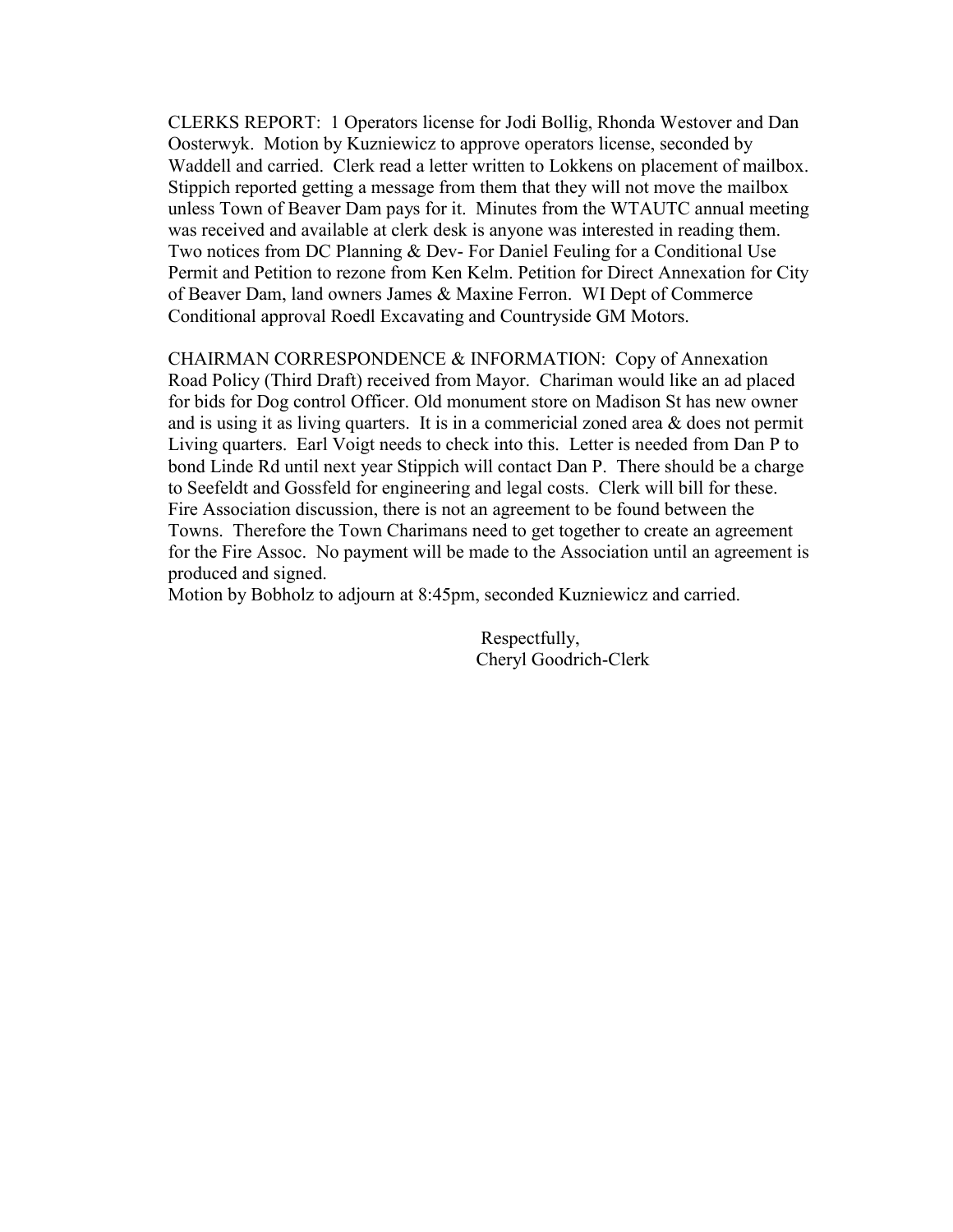CLERKS REPORT: 1 Operators license for Jodi Bollig, Rhonda Westover and Dan Oosterwyk. Motion by Kuzniewicz to approve operators license, seconded by Waddell and carried. Clerk read a letter written to Lokkens on placement of mailbox. Stippich reported getting a message from them that they will not move the mailbox unless Town of Beaver Dam pays for it. Minutes from the WTAUTC annual meeting was received and available at clerk desk is anyone was interested in reading them. Two notices from DC Planning & Dev- For Daniel Feuling for a Conditional Use Permit and Petition to rezone from Ken Kelm. Petition for Direct Annexation for City of Beaver Dam, land owners James & Maxine Ferron. WI Dept of Commerce Conditional approval Roedl Excavating and Countryside GM Motors.

CHAIRMAN CORRESPONDENCE & INFORMATION: Copy of Annexation Road Policy (Third Draft) received from Mayor. Chariman would like an ad placed for bids for Dog control Officer. Old monument store on Madison St has new owner and is using it as living quarters. It is in a commericial zoned area & does not permit Living quarters. Earl Voigt needs to check into this. Letter is needed from Dan P to bond Linde Rd until next year Stippich will contact Dan P. There should be a charge to Seefeldt and Gossfeld for engineering and legal costs. Clerk will bill for these. Fire Association discussion, there is not an agreement to be found between the Towns. Therefore the Town Charimans need to get together to create an agreement for the Fire Assoc. No payment will be made to the Association until an agreement is produced and signed.

Motion by Bobholz to adjourn at 8:45pm, seconded Kuzniewicz and carried.

Respectfully,
Cheryl Goodrich-Clerk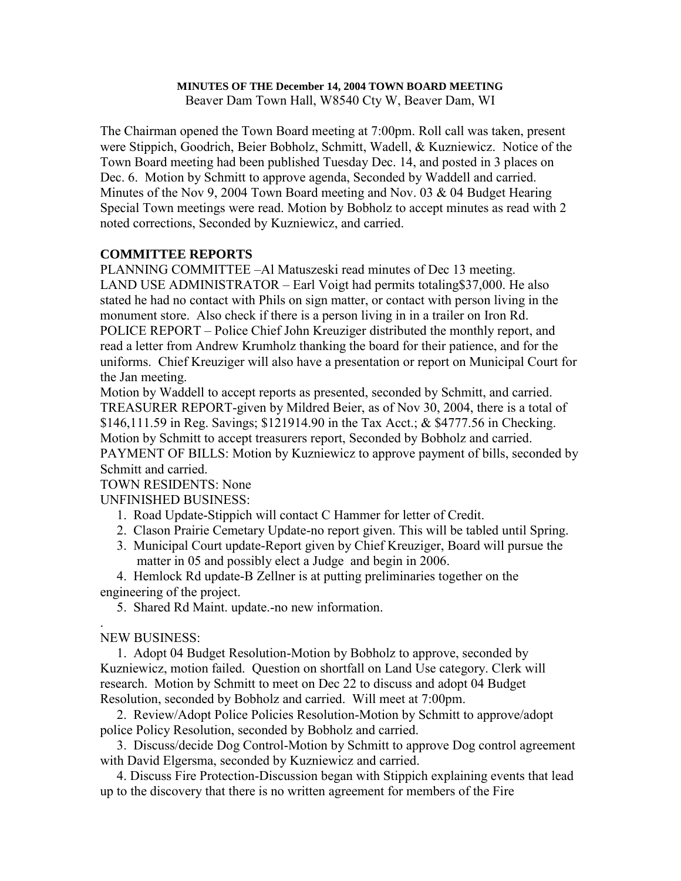**MINUTES OF THE December 14, 2004 TOWN BOARD MEETING**
Beaver Dam Town Hall, W8540 Cty W, Beaver Dam, WI

The Chairman opened the Town Board meeting at 7:00pm. Roll call was taken, present were Stippich, Goodrich, Beier Bobholz, Schmitt, Wadell, & Kuzniewicz. Notice of the Town Board meeting had been published Tuesday Dec. 14, and posted in 3 places on Dec. 6. Motion by Schmitt to approve agenda, Seconded by Waddell and carried. Minutes of the Nov 9, 2004 Town Board meeting and Nov. 03 & 04 Budget Hearing Special Town meetings were read. Motion by Bobholz to accept minutes as read with 2 noted corrections, Seconded by Kuzniewicz, and carried.

## COMMITTEE REPORTS

PLANNING COMMITTEE –Al Matuszeski read minutes of Dec 13 meeting.
LAND USE ADMINISTRATOR – Earl Voigt had permits totaling$37,000. He also stated he had no contact with Phils on sign matter, or contact with person living in the monument store. Also check if there is a person living in in a trailer on Iron Rd.
POLICE REPORT – Police Chief John Kreuziger distributed the monthly report, and read a letter from Andrew Krumholz thanking the board for their patience, and for the uniforms. Chief Kreuziger will also have a presentation or report on Municipal Court for the Jan meeting.
Motion by Waddell to accept reports as presented, seconded by Schmitt, and carried.
TREASURER REPORT-given by Mildred Beier, as of Nov 30, 2004, there is a total of $146,111.59 in Reg. Savings; $121914.90 in the Tax Acct.; & $4777.56 in Checking. Motion by Schmitt to accept treasurers report, Seconded by Bobholz and carried.
PAYMENT OF BILLS: Motion by Kuzniewicz to approve payment of bills, seconded by Schmitt and carried.
TOWN RESIDENTS: None
UNFINISHED BUSINESS:

1. Road Update-Stippich will contact C Hammer for letter of Credit.
2. Clason Prairie Cemetary Update-no report given. This will be tabled until Spring.
3. Municipal Court update-Report given by Chief Kreuziger, Board will pursue the matter in 05 and possibly elect a Judge and begin in 2006.
4. Hemlock Rd update-B Zellner is at putting preliminaries together on the engineering of the project.
5. Shared Rd Maint. update.-no new information.

.
NEW BUSINESS:

1. Adopt 04 Budget Resolution-Motion by Bobholz to approve, seconded by Kuzniewicz, motion failed. Question on shortfall on Land Use category. Clerk will research. Motion by Schmitt to meet on Dec 22 to discuss and adopt 04 Budget Resolution, seconded by Bobholz and carried. Will meet at 7:00pm.
2. Review/Adopt Police Policies Resolution-Motion by Schmitt to approve/adopt police Policy Resolution, seconded by Bobholz and carried.
3. Discuss/decide Dog Control-Motion by Schmitt to approve Dog control agreement with David Elgersma, seconded by Kuzniewicz and carried.
4. Discuss Fire Protection-Discussion began with Stippich explaining events that lead up to the discovery that there is no written agreement for members of the Fire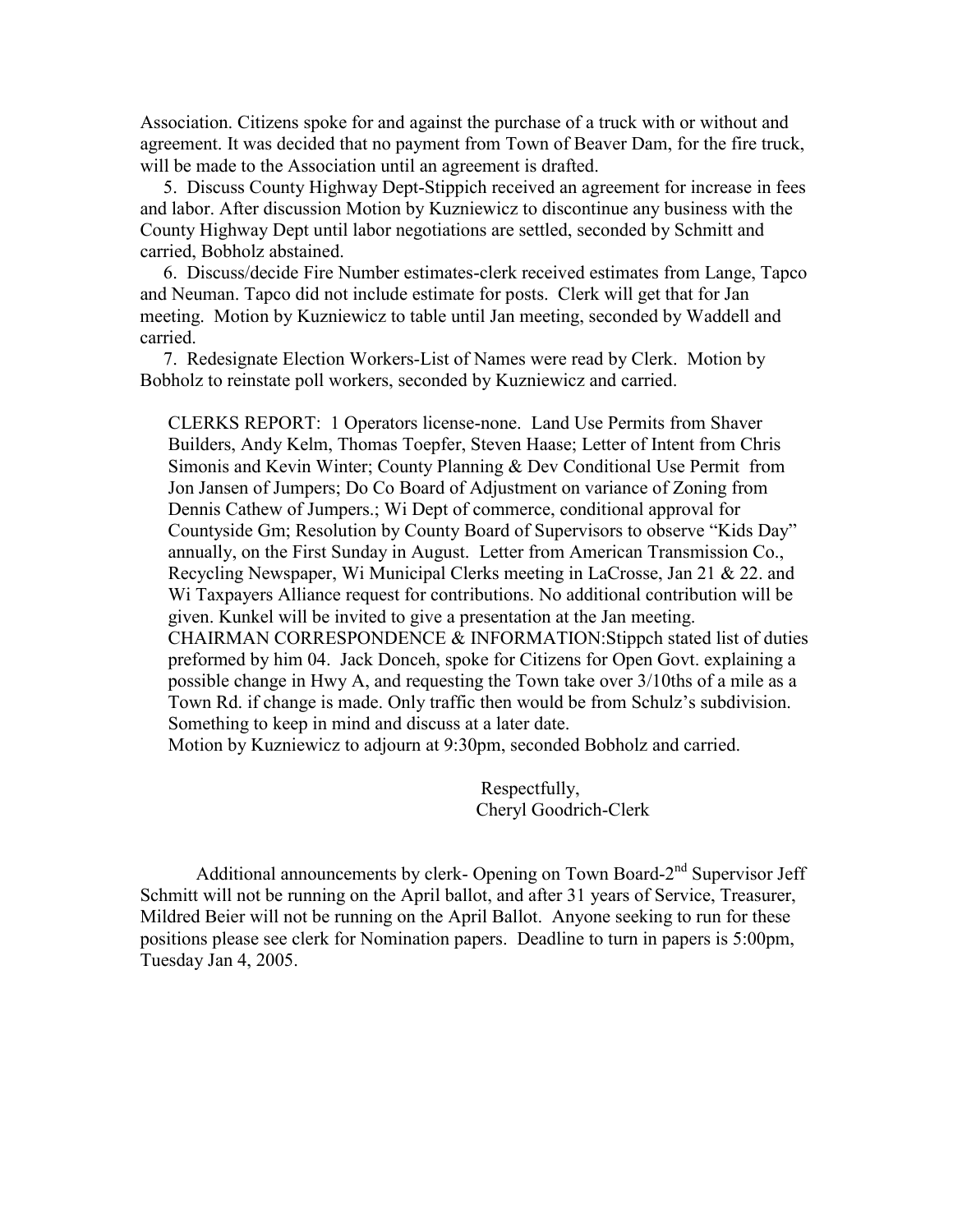Association. Citizens spoke for and against the purchase of a truck with or without and agreement. It was decided that no payment from Town of Beaver Dam, for the fire truck, will be made to the Association until an agreement is drafted.

5. Discuss County Highway Dept-Stippich received an agreement for increase in fees and labor. After discussion Motion by Kuzniewicz to discontinue any business with the County Highway Dept until labor negotiations are settled, seconded by Schmitt and carried, Bobholz abstained.

6. Discuss/decide Fire Number estimates-clerk received estimates from Lange, Tapco and Neuman. Tapco did not include estimate for posts. Clerk will get that for Jan meeting. Motion by Kuzniewicz to table until Jan meeting, seconded by Waddell and carried.

7. Redesignate Election Workers-List of Names were read by Clerk. Motion by Bobholz to reinstate poll workers, seconded by Kuzniewicz and carried.

CLERKS REPORT: 1 Operators license-none. Land Use Permits from Shaver Builders, Andy Kelm, Thomas Toepfer, Steven Haase; Letter of Intent from Chris Simonis and Kevin Winter; County Planning & Dev Conditional Use Permit from Jon Jansen of Jumpers; Do Co Board of Adjustment on variance of Zoning from Dennis Cathew of Jumpers.; Wi Dept of commerce, conditional approval for Countyside Gm; Resolution by County Board of Supervisors to observe "Kids Day" annually, on the First Sunday in August. Letter from American Transmission Co., Recycling Newspaper, Wi Municipal Clerks meeting in LaCrosse, Jan 21 & 22. and Wi Taxpayers Alliance request for contributions. No additional contribution will be given. Kunkel will be invited to give a presentation at the Jan meeting.

CHAIRMAN CORRESPONDENCE & INFORMATION:Stippch stated list of duties preformed by him 04. Jack Donceh, spoke for Citizens for Open Govt. explaining a possible change in Hwy A, and requesting the Town take over 3/10ths of a mile as a Town Rd. if change is made. Only traffic then would be from Schulz's subdivision. Something to keep in mind and discuss at a later date.

Motion by Kuzniewicz to adjourn at 9:30pm, seconded Bobholz and carried.

Respectfully,
Cheryl Goodrich-Clerk

Additional announcements by clerk- Opening on Town Board-2nd Supervisor Jeff Schmitt will not be running on the April ballot, and after 31 years of Service, Treasurer, Mildred Beier will not be running on the April Ballot. Anyone seeking to run for these positions please see clerk for Nomination papers. Deadline to turn in papers is 5:00pm, Tuesday Jan 4, 2005.